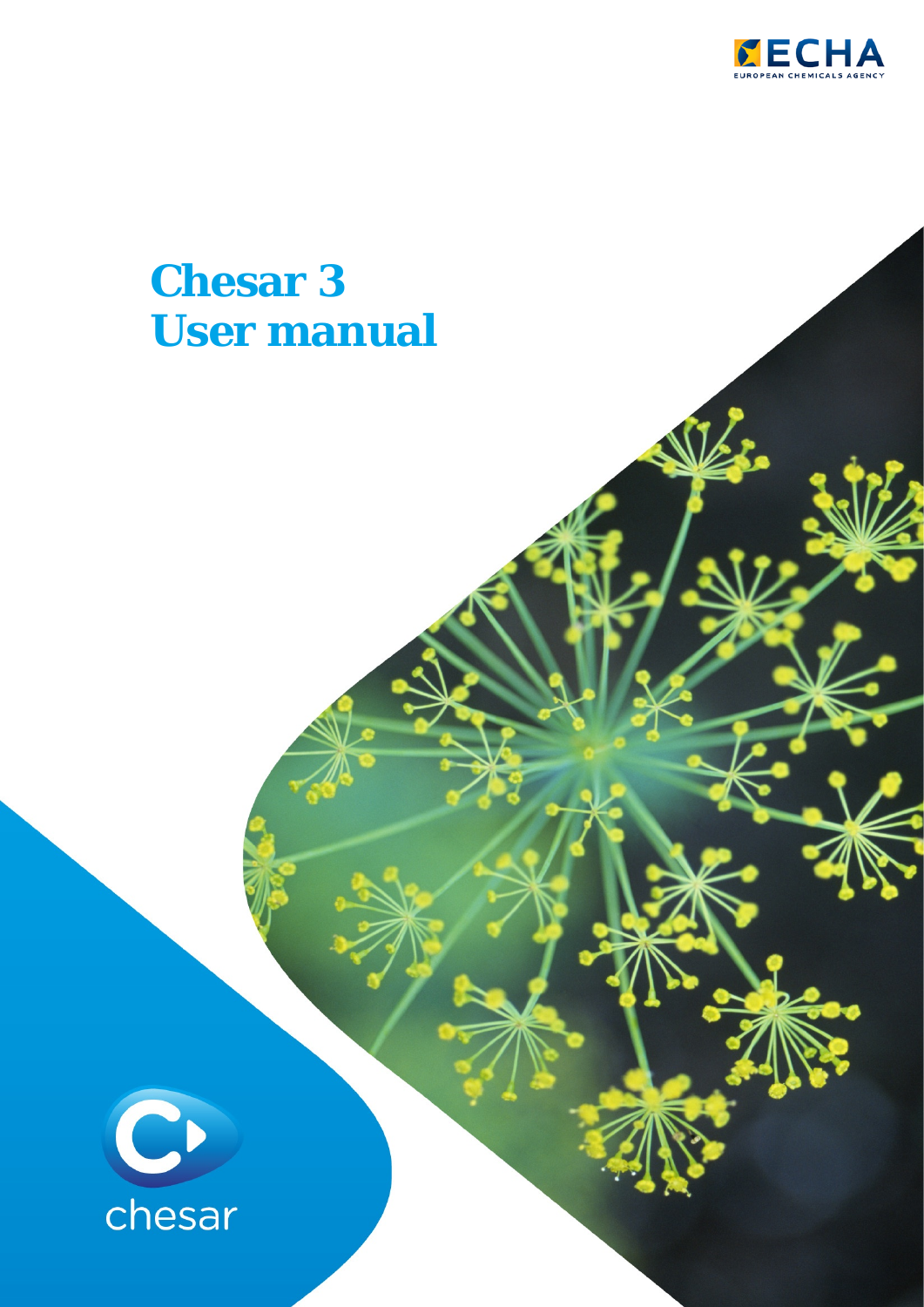# Chesar 3
# User manual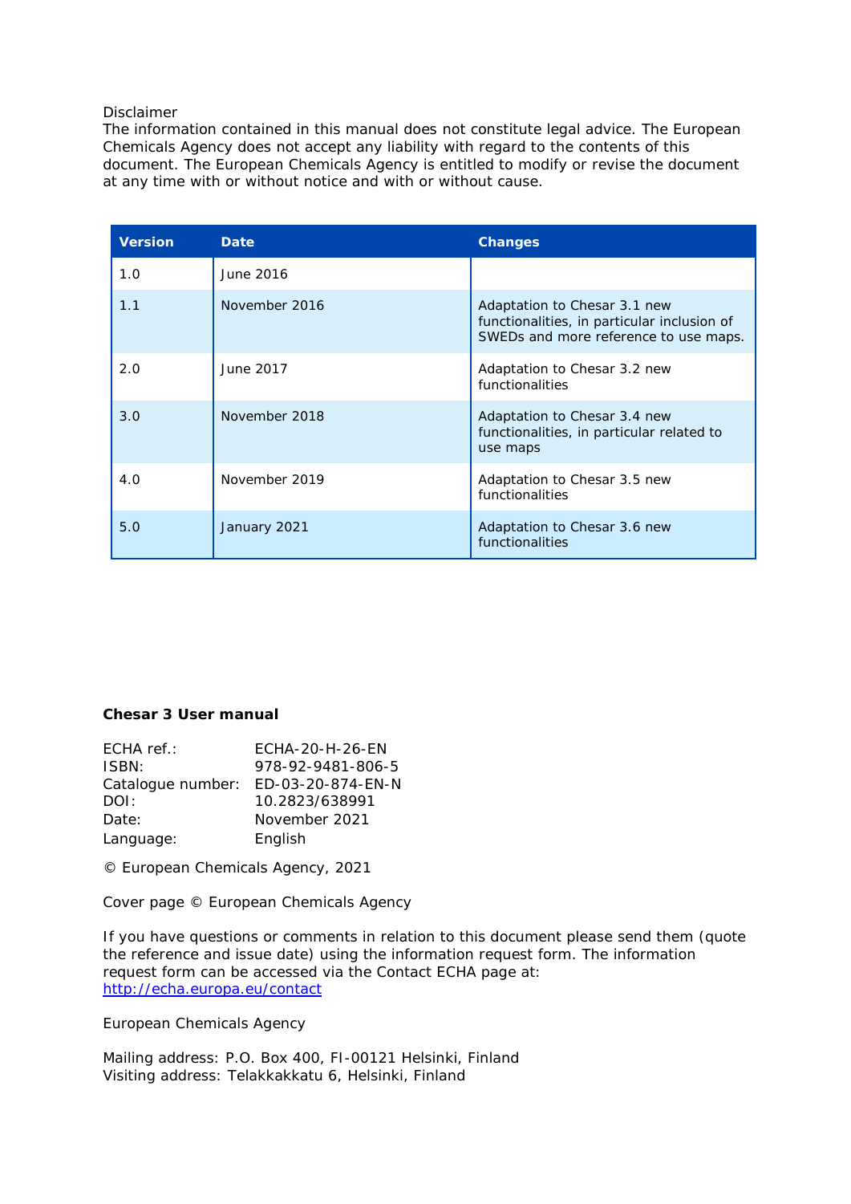Disclaimer
The information contained in this manual does not constitute legal advice. The European Chemicals Agency does not accept any liability with regard to the contents of this document. The European Chemicals Agency is entitled to modify or revise the document at any time with or without notice and with or without cause.

| Version | Date | Changes |
|---|---|---|
| 1.0 | June 2016 | |
| 1.1 | November 2016 | Adaptation to Chesar 3.1 new functionalities, in particular inclusion of SWEDs and more reference to use maps. |
| 2.0 | June 2017 | Adaptation to Chesar 3.2 new functionalities |
| 3.0 | November 2018 | Adaptation to Chesar 3.4 new functionalities, in particular related to use maps |
| 4.0 | November 2019 | Adaptation to Chesar 3.5 new functionalities |
| 5.0 | January 2021 | Adaptation to Chesar 3.6 new functionalities |

**Chesar 3 User manual**

ECHA ref.: ECHA-20-H-26-EN
ISBN: 978-92-9481-806-5
Catalogue number: ED-03-20-874-EN-N
DOI: 10.2823/638991
Date: November 2021
Language: English

© European Chemicals Agency, 2021

Cover page © European Chemicals Agency

If you have questions or comments in relation to this document please send them (quote the reference and issue date) using the information request form. The information request form can be accessed via the Contact ECHA page at:
http://echa.europa.eu/contact

European Chemicals Agency

Mailing address: P.O. Box 400, FI-00121 Helsinki, Finland
Visiting address: Telakkakatu 6, Helsinki, Finland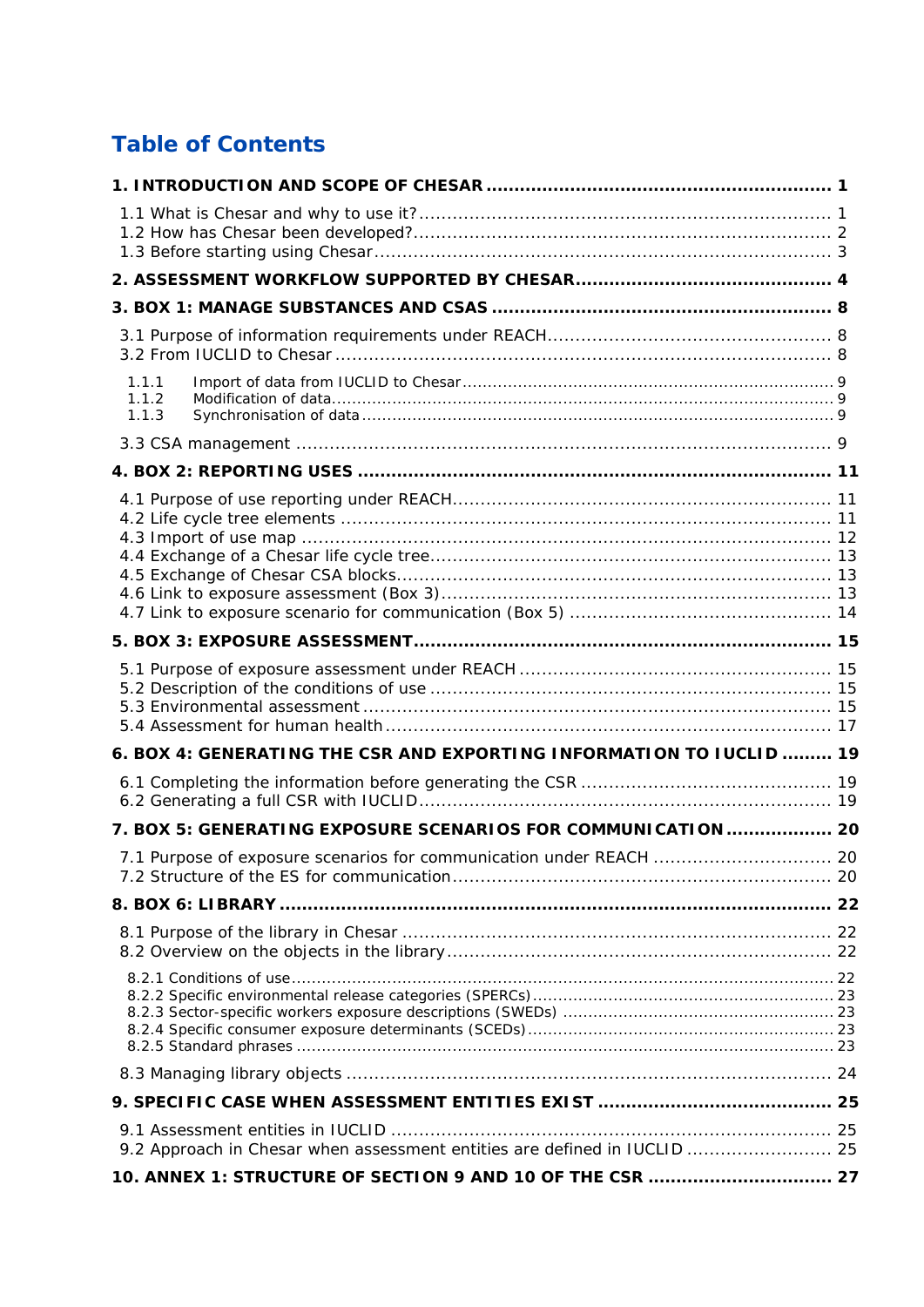# Table of Contents

**1. INTRODUCTION AND SCOPE OF CHESAR .............................................................. 1**

1.1 What is Chesar and why to use it?.......................................................................... 1
1.2 How has Chesar been developed?........................................................................... 2
1.3 Before starting using Chesar.................................................................................. 3

**2. ASSESSMENT WORKFLOW SUPPORTED BY CHESAR............................................. 4**

**3. BOX 1: MANAGE SUBSTANCES AND CSAS ............................................................. 8**

3.1 Purpose of information requirements under REACH................................................... 8
3.2 From IUCLID to Chesar.......................................................................................... 8

1.1.1 Import of data from IUCLID to Chesar......................................................................... 9
1.1.2 Modification of data.................................................................................................. 9
1.1.3 Synchronisation of data............................................................................................. 9

3.3 CSA management ................................................................................................. 9

**4. BOX 2: REPORTING USES ..................................................................................... 11**

4.1 Purpose of use reporting under REACH.................................................................... 11
4.2 Life cycle tree elements ......................................................................................... 11
4.3 Import of use map ................................................................................................ 12
4.4 Exchange of a Chesar life cycle tree........................................................................ 13
4.5 Exchange of Chesar CSA blocks.............................................................................. 13
4.6 Link to exposure assessment (Box 3)...................................................................... 13
4.7 Link to exposure scenario for communication (Box 5) ............................................... 14

**5. BOX 3: EXPOSURE ASSESSMENT.......................................................................... 15**

5.1 Purpose of exposure assessment under REACH ........................................................ 15
5.2 Description of the conditions of use ........................................................................ 15
5.3 Environmental assessment .................................................................................... 15
5.4 Assessment for human health................................................................................ 17

**6. BOX 4: GENERATING THE CSR AND EXPORTING INFORMATION TO IUCLID ......... 19**

6.1 Completing the information before generating the CSR ............................................. 19
6.2 Generating a full CSR with IUCLID.......................................................................... 19

**7. BOX 5: GENERATING EXPOSURE SCENARIOS FOR COMMUNICATION .................. 20**

7.1 Purpose of exposure scenarios for communication under REACH ................................ 20
7.2 Structure of the ES for communication.................................................................... 20

**8. BOX 6: LIBRARY .................................................................................................. 22**

8.1 Purpose of the library in Chesar ............................................................................. 22
8.2 Overview on the objects in the library..................................................................... 22

8.2.1 Conditions of use.................................................................................................... 22
8.2.2 Specific environmental release categories (SPERCs)...................................................... 23
8.2.3 Sector-specific workers exposure descriptions (SWEDs) ................................................ 23
8.2.4 Specific consumer exposure determinants (SCEDs)....................................................... 23
8.2.5 Standard phrases .................................................................................................... 23

8.3 Managing library objects ....................................................................................... 24

**9. SPECIFIC CASE WHEN ASSESSMENT ENTITIES EXIST .......................................... 25**

9.1 Assessment entities in IUCLID ................................................................................ 25
9.2 Approach in Chesar when assessment entities are defined in IUCLID .......................... 25

**10. ANNEX 1: STRUCTURE OF SECTION 9 AND 10 OF THE CSR ................................ 27**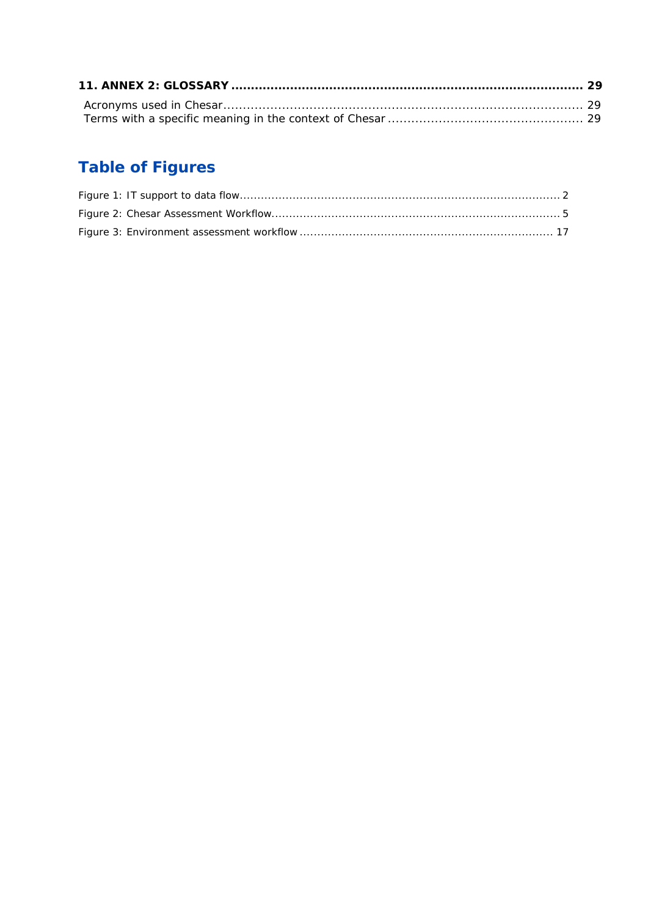**11. ANNEX 2: GLOSSARY ........................................................................................ 29**

Acronyms used in Chesar............................................................................................ 29
Terms with a specific meaning in the context of Chesar ................................................. 29

## Table of Figures

Figure 1: IT support to data flow......................................................................................... 2
Figure 2: Chesar Assessment Workflow................................................................................ 5
Figure 3: Environment assessment workflow ...................................................................... 17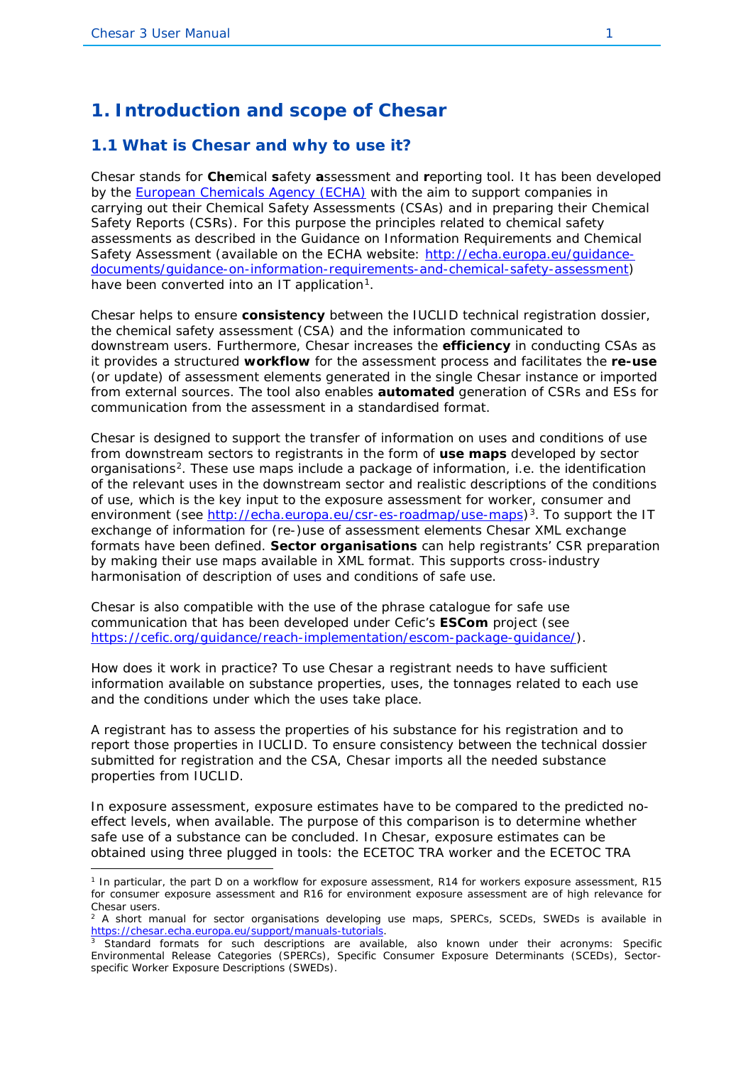# 1. Introduction and scope of Chesar

## 1.1 What is Chesar and why to use it?

Chesar stands for **Che**mical **s**afety **a**ssessment and **r**eporting tool. It has been developed by the [European Chemicals Agency (ECHA)](https://echa.europa.eu) with the aim to support companies in carrying out their Chemical Safety Assessments (CSAs) and in preparing their Chemical Safety Reports (CSRs). For this purpose the principles related to chemical safety assessments as described in the Guidance on Information Requirements and Chemical Safety Assessment (available on the ECHA website: [http://echa.europa.eu/guidance-documents/guidance-on-information-requirements-and-chemical-safety-assessment](http://echa.europa.eu/guidance-documents/guidance-on-information-requirements-and-chemical-safety-assessment)) have been converted into an IT application[1].

Chesar helps to ensure **consistency** between the IUCLID technical registration dossier, the chemical safety assessment (CSA) and the information communicated to downstream users. Furthermore, Chesar increases the **efficiency** in conducting CSAs as it provides a structured **workflow** for the assessment process and facilitates the **re-use** (or update) of assessment elements generated in the single Chesar instance or imported from external sources. The tool also enables **automated** generation of CSRs and ESs for communication from the assessment in a standardised format.

Chesar is designed to support the transfer of information on uses and conditions of use from downstream sectors to registrants in the form of **use maps** developed by sector organisations[2]. These use maps include a package of information, i.e. the identification of the relevant uses in the downstream sector and realistic descriptions of the conditions of use, which is the key input to the exposure assessment for worker, consumer and environment (see [http://echa.europa.eu/csr-es-roadmap/use-maps](http://echa.europa.eu/csr-es-roadmap/use-maps))[3]. To support the IT exchange of information for (re-)use of assessment elements Chesar XML exchange formats have been defined. **Sector organisations** can help registrants' CSR preparation by making their use maps available in XML format. This supports cross-industry harmonisation of description of uses and conditions of safe use.

Chesar is also compatible with the use of the phrase catalogue for safe use communication that has been developed under Cefic's **ESCom** project (see [https://cefic.org/guidance/reach-implementation/escom-package-guidance/](https://cefic.org/guidance/reach-implementation/escom-package-guidance/)).

How does it work in practice? To use Chesar a registrant needs to have sufficient information available on substance properties, uses, the tonnages related to each use and the conditions under which the uses take place.

A registrant has to assess the properties of his substance for his registration and to report those properties in IUCLID. To ensure consistency between the technical dossier submitted for registration and the CSA, Chesar imports all the needed substance properties from IUCLID.

In exposure assessment, exposure estimates have to be compared to the predicted no-effect levels, when available. The purpose of this comparison is to determine whether safe use of a substance can be concluded. In Chesar, exposure estimates can be obtained using three plugged in tools: the ECETOC TRA worker and the ECETOC TRA

---

[1] In particular, the part D on a workflow for exposure assessment, R14 for workers exposure assessment, R15 for consumer exposure assessment and R16 for environment exposure assessment are of high relevance for Chesar users.

[2] A short manual for sector organisations developing use maps, SPERCs, SCEDs, SWEDs is available in [https://chesar.echa.europa.eu/support/manuals-tutorials](https://chesar.echa.europa.eu/support/manuals-tutorials).

[3] Standard formats for such descriptions are available, also known under their acronyms: Specific Environmental Release Categories (SPERCs), Specific Consumer Exposure Determinants (SCEDs), Sector-specific Worker Exposure Descriptions (SWEDs).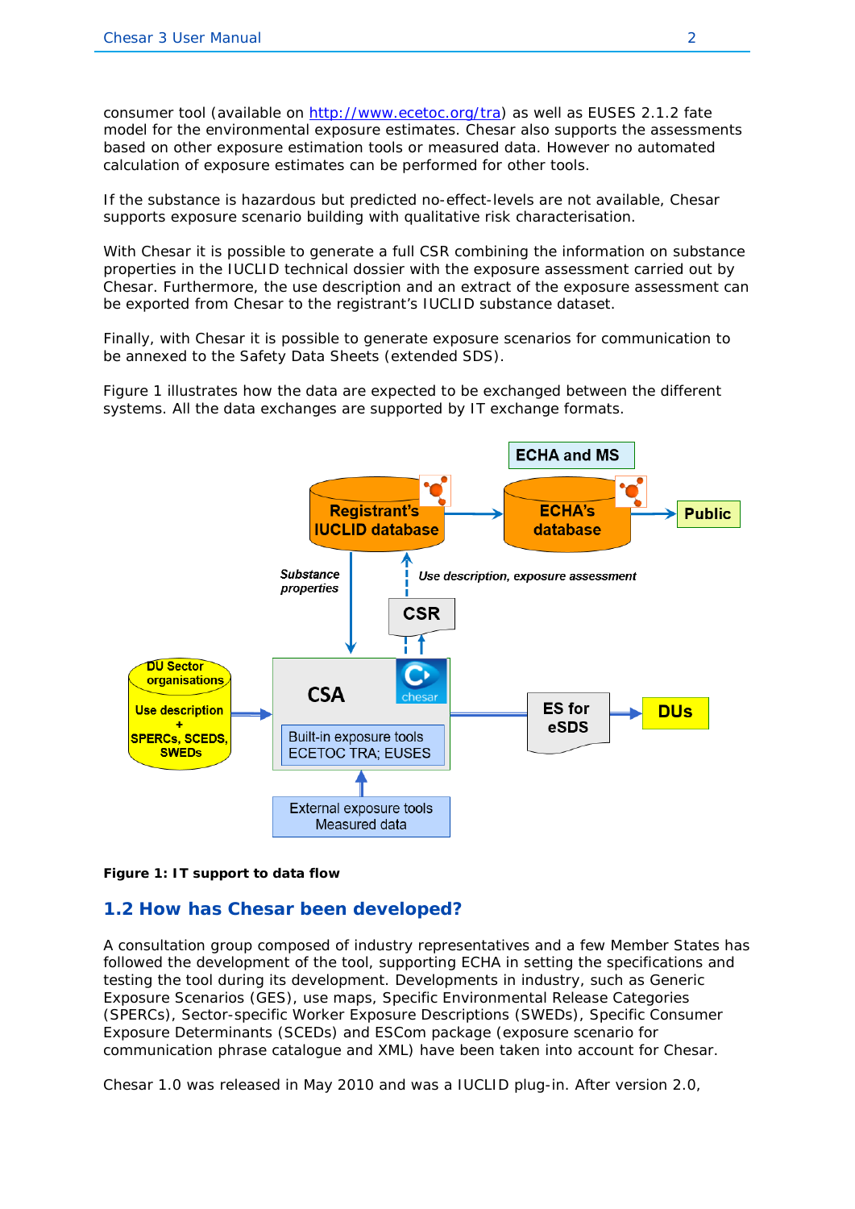consumer tool (available on http://www.ecetoc.org/tra) as well as EUSES 2.1.2 fate model for the environmental exposure estimates. Chesar also supports the assessments based on other exposure estimation tools or measured data. However no automated calculation of exposure estimates can be performed for other tools.

If the substance is hazardous but predicted no-effect-levels are not available, Chesar supports exposure scenario building with qualitative risk characterisation.

With Chesar it is possible to generate a full CSR combining the information on substance properties in the IUCLID technical dossier with the exposure assessment carried out by Chesar. Furthermore, the use description and an extract of the exposure assessment can be exported from Chesar to the registrant's IUCLID substance dataset.

Finally, with Chesar it is possible to generate exposure scenarios for communication to be annexed to the Safety Data Sheets (extended SDS).

Figure 1 illustrates how the data are expected to be exchanged between the different systems. All the data exchanges are supported by IT exchange formats.

**Figure 1: IT support to data flow**

## 1.2 How has Chesar been developed?

A consultation group composed of industry representatives and a few Member States has followed the development of the tool, supporting ECHA in setting the specifications and testing the tool during its development. Developments in industry, such as Generic Exposure Scenarios (GES), use maps, Specific Environmental Release Categories (SPERCs), Sector-specific Worker Exposure Descriptions (SWEDs), Specific Consumer Exposure Determinants (SCEDs) and ESCom package (exposure scenario for communication phrase catalogue and XML) have been taken into account for Chesar.

Chesar 1.0 was released in May 2010 and was a IUCLID plug-in. After version 2.0,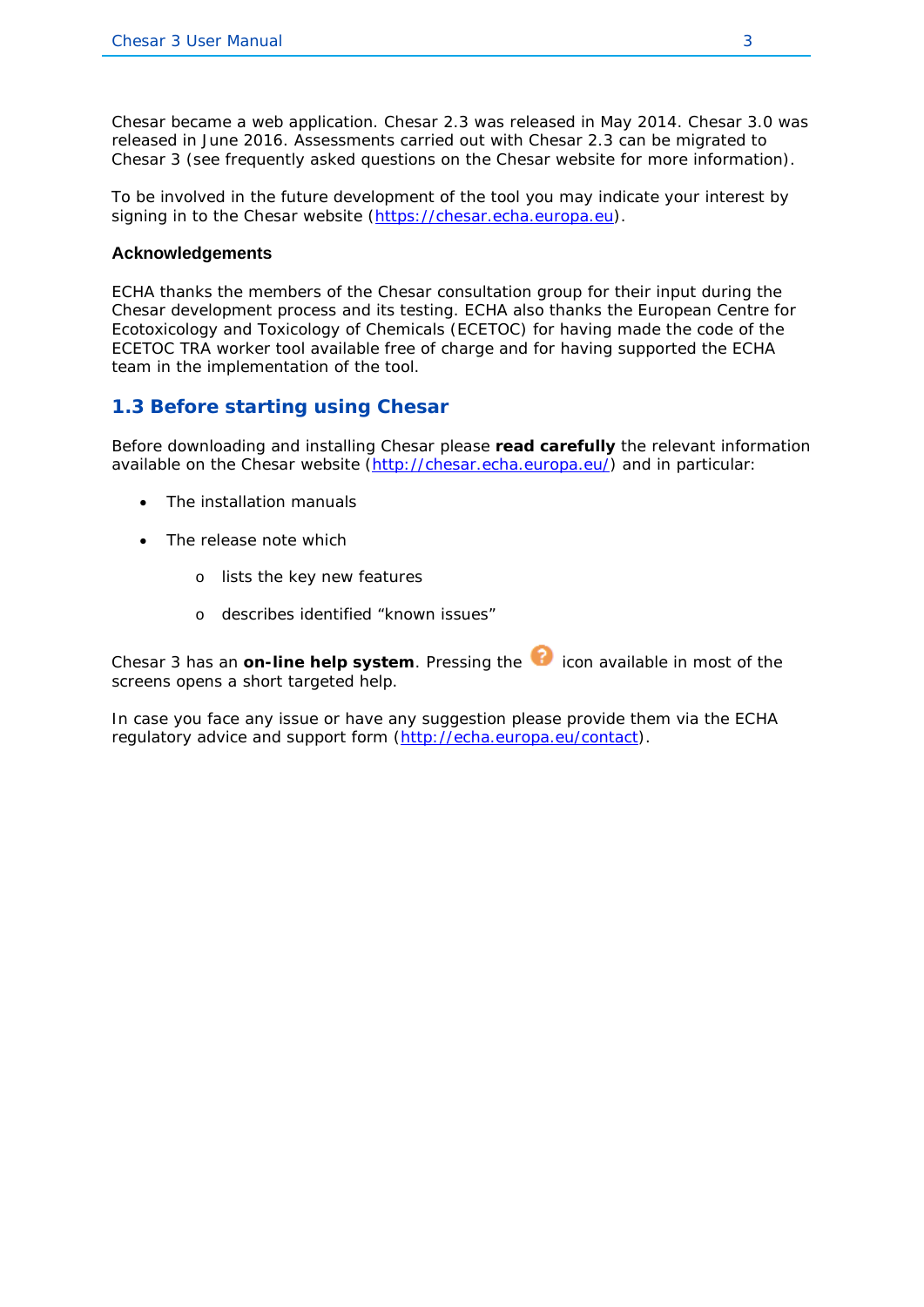Chesar became a web application. Chesar 2.3 was released in May 2014. Chesar 3.0 was released in June 2016. Assessments carried out with Chesar 2.3 can be migrated to Chesar 3 (see frequently asked questions on the Chesar website for more information).

To be involved in the future development of the tool you may indicate your interest by signing in to the Chesar website (https://chesar.echa.europa.eu).

**Acknowledgements**

ECHA thanks the members of the Chesar consultation group for their input during the Chesar development process and its testing. ECHA also thanks the European Centre for Ecotoxicology and Toxicology of Chemicals (ECETOC) for having made the code of the ECETOC TRA worker tool available free of charge and for having supported the ECHA team in the implementation of the tool.

## 1.3 Before starting using Chesar

Before downloading and installing Chesar please **read carefully** the relevant information available on the Chesar website (http://chesar.echa.europa.eu/) and in particular:

- The installation manuals
- The release note which
  - lists the key new features
  - describes identified "known issues"

Chesar 3 has an **on-line help system**. Pressing the ? icon available in most of the screens opens a short targeted help.

In case you face any issue or have any suggestion please provide them via the ECHA regulatory advice and support form (http://echa.europa.eu/contact).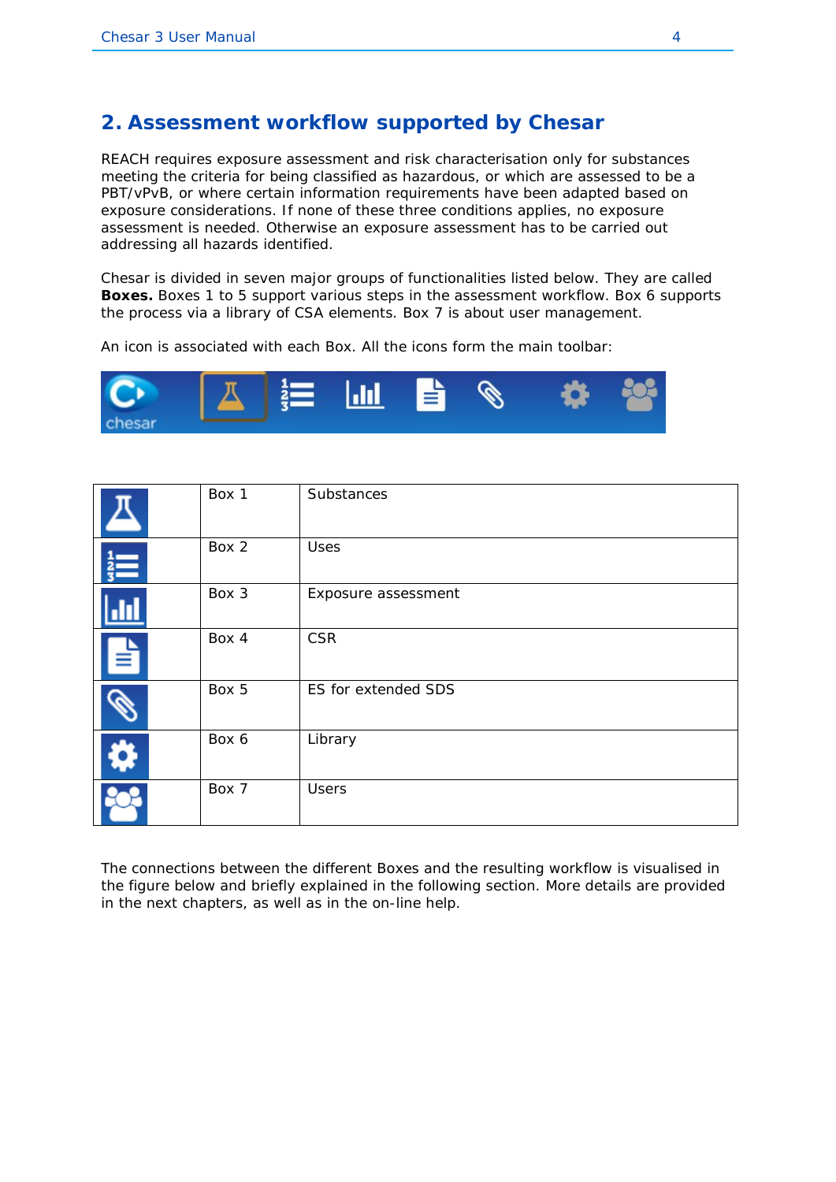## 2. Assessment workflow supported by Chesar

REACH requires exposure assessment and risk characterisation only for substances meeting the criteria for being classified as hazardous, or which are assessed to be a PBT/vPvB, or where certain information requirements have been adapted based on exposure considerations. If none of these three conditions applies, no exposure assessment is needed. Otherwise an exposure assessment has to be carried out addressing all hazards identified.

Chesar is divided in seven major groups of functionalities listed below. They are called **Boxes.** Boxes 1 to 5 support various steps in the assessment workflow. Box 6 supports the process via a library of CSA elements. Box 7 is about user management.

An icon is associated with each Box. All the icons form the main toolbar:

| | | |
|---|---|---|
| | Box 1 | Substances |
| | Box 2 | Uses |
| | Box 3 | Exposure assessment |
| | Box 4 | CSR |
| | Box 5 | ES for extended SDS |
| | Box 6 | Library |
| | Box 7 | Users |

The connections between the different Boxes and the resulting workflow is visualised in the figure below and briefly explained in the following section. More details are provided in the next chapters, as well as in the on-line help.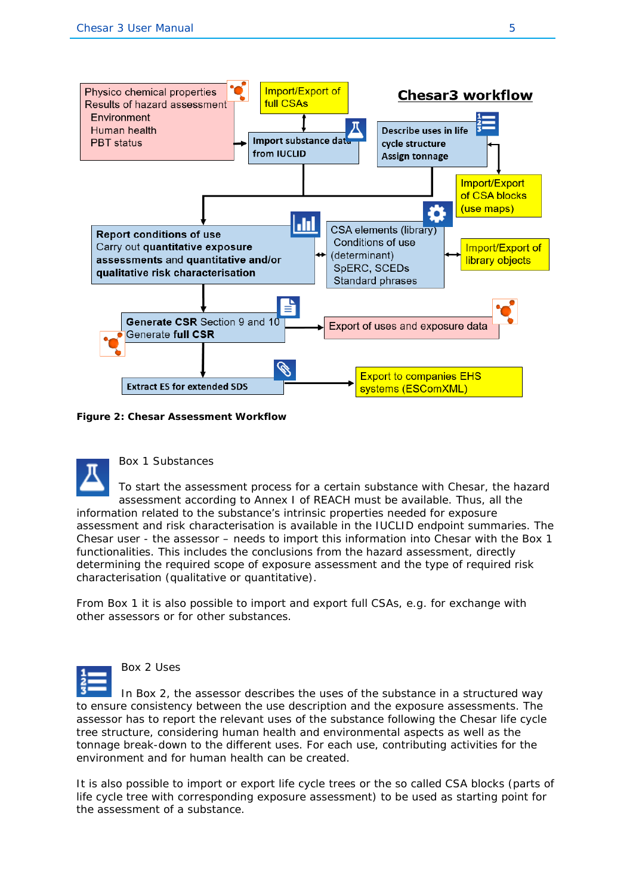**Chesar3 workflow**

- Physico chemical properties
  Results of hazard assessment
  - Environment
  - Human health
  - PBT status
- Import/Export of full CSAs
- **Import substance data from IUCLID**
- **Describe uses in life cycle structure**
  **Assign tonnage**
- Import/Export of CSA blocks (use maps)
- **Report conditions of use**
  Carry out **quantitative exposure assessments** and **quantitative and/or qualitative risk characterisation**
- CSA elements (library)
  Conditions of use (determinant)
  SpERC, SCEDs
  Standard phrases
- Import/Export of library objects
- **Generate CSR** Section 9 and 10
  Generate **full CSR**
- Export of uses and exposure data
- **Extract ES for extended SDS**
- Export to companies EHS systems (ESComXML)

**Figure 2: Chesar Assessment Workflow**

Box 1 Substances

To start the assessment process for a certain substance with Chesar, the hazard assessment according to Annex I of REACH must be available. Thus, all the information related to the substance's intrinsic properties needed for exposure assessment and risk characterisation is available in the IUCLID endpoint summaries. The Chesar user - the assessor – needs to import this information into Chesar with the Box 1 functionalities. This includes the conclusions from the hazard assessment, directly determining the required scope of exposure assessment and the type of required risk characterisation (qualitative or quantitative).

From Box 1 it is also possible to import and export full CSAs, e.g. for exchange with other assessors or for other substances.

Box 2 Uses

In Box 2, the assessor describes the uses of the substance in a structured way to ensure consistency between the use description and the exposure assessments. The assessor has to report the relevant uses of the substance following the Chesar life cycle tree structure, considering human health and environmental aspects as well as the tonnage break-down to the different uses. For each use, contributing activities for the environment and for human health can be created.

It is also possible to import or export life cycle trees or the so called CSA blocks (parts of life cycle tree with corresponding exposure assessment) to be used as starting point for the assessment of a substance.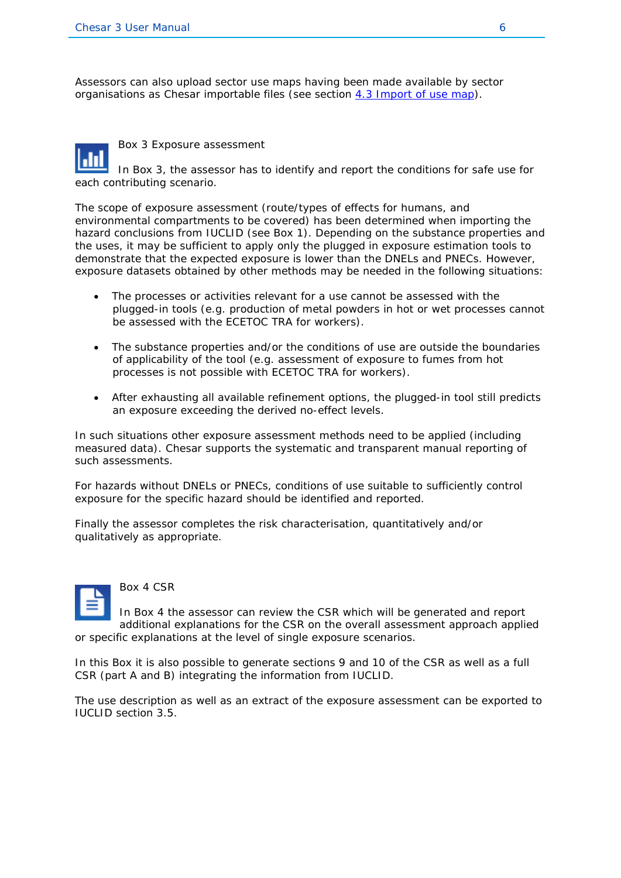Assessors can also upload sector use maps having been made available by sector organisations as Chesar importable files (see section 4.3 Import of use map).

## Box 3 Exposure assessment

In Box 3, the assessor has to identify and report the conditions for safe use for each contributing scenario.

The scope of exposure assessment (route/types of effects for humans, and environmental compartments to be covered) has been determined when importing the hazard conclusions from IUCLID (see Box 1). Depending on the substance properties and the uses, it may be sufficient to apply only the plugged in exposure estimation tools to demonstrate that the expected exposure is lower than the DNELs and PNECs. However, exposure datasets obtained by other methods may be needed in the following situations:

- The processes or activities relevant for a use cannot be assessed with the plugged-in tools (e.g. production of metal powders in hot or wet processes cannot be assessed with the ECETOC TRA for workers).
- The substance properties and/or the conditions of use are outside the boundaries of applicability of the tool (e.g. assessment of exposure to fumes from hot processes is not possible with ECETOC TRA for workers).
- After exhausting all available refinement options, the plugged-in tool still predicts an exposure exceeding the derived no-effect levels.

In such situations other exposure assessment methods need to be applied (including measured data). Chesar supports the systematic and transparent manual reporting of such assessments.

For hazards without DNELs or PNECs, conditions of use suitable to sufficiently control exposure for the specific hazard should be identified and reported.

Finally the assessor completes the risk characterisation, quantitatively and/or qualitatively as appropriate.

## Box 4 CSR

In Box 4 the assessor can review the CSR which will be generated and report additional explanations for the CSR on the overall assessment approach applied or specific explanations at the level of single exposure scenarios.

In this Box it is also possible to generate sections 9 and 10 of the CSR as well as a full CSR (part A and B) integrating the information from IUCLID.

The use description as well as an extract of the exposure assessment can be exported to IUCLID section 3.5.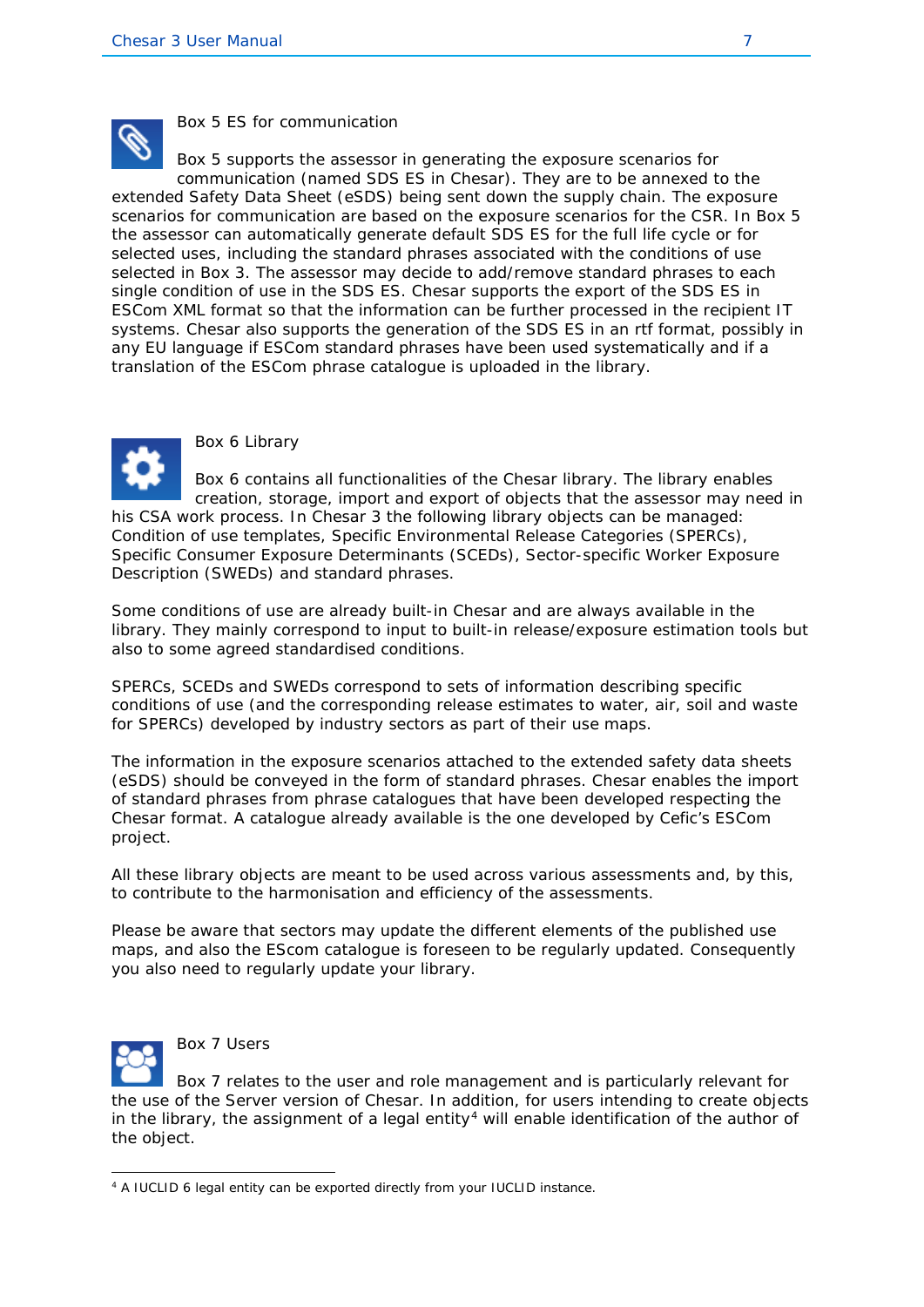### Box 5 ES for communication

Box 5 supports the assessor in generating the exposure scenarios for communication (named SDS ES in Chesar). They are to be annexed to the extended Safety Data Sheet (eSDS) being sent down the supply chain. The exposure scenarios for communication are based on the exposure scenarios for the CSR. In Box 5 the assessor can automatically generate default SDS ES for the full life cycle or for selected uses, including the standard phrases associated with the conditions of use selected in Box 3. The assessor may decide to add/remove standard phrases to each single condition of use in the SDS ES. Chesar supports the export of the SDS ES in ESCom XML format so that the information can be further processed in the recipient IT systems. Chesar also supports the generation of the SDS ES in an rtf format, possibly in any EU language if ESCom standard phrases have been used systematically and if a translation of the ESCom phrase catalogue is uploaded in the library.

### Box 6 Library

Box 6 contains all functionalities of the Chesar library. The library enables creation, storage, import and export of objects that the assessor may need in his CSA work process. In Chesar 3 the following library objects can be managed: Condition of use templates, Specific Environmental Release Categories (SPERCs), Specific Consumer Exposure Determinants (SCEDs), Sector-specific Worker Exposure Description (SWEDs) and standard phrases.

Some conditions of use are already built-in Chesar and are always available in the library. They mainly correspond to input to built-in release/exposure estimation tools but also to some agreed standardised conditions.

SPERCs, SCEDs and SWEDs correspond to sets of information describing specific conditions of use (and the corresponding release estimates to water, air, soil and waste for SPERCs) developed by industry sectors as part of their use maps.

The information in the exposure scenarios attached to the extended safety data sheets (eSDS) should be conveyed in the form of standard phrases. Chesar enables the import of standard phrases from phrase catalogues that have been developed respecting the Chesar format. A catalogue already available is the one developed by Cefic's ESCom project.

All these library objects are meant to be used across various assessments and, by this, to contribute to the harmonisation and efficiency of the assessments.

Please be aware that sectors may update the different elements of the published use maps, and also the EScom catalogue is foreseen to be regularly updated. Consequently you also need to regularly update your library.

### Box 7 Users

Box 7 relates to the user and role management and is particularly relevant for the use of the Server version of Chesar. In addition, for users intending to create objects in the library, the assignment of a legal entity[4] will enable identification of the author of the object.

[4] A IUCLID 6 legal entity can be exported directly from your IUCLID instance.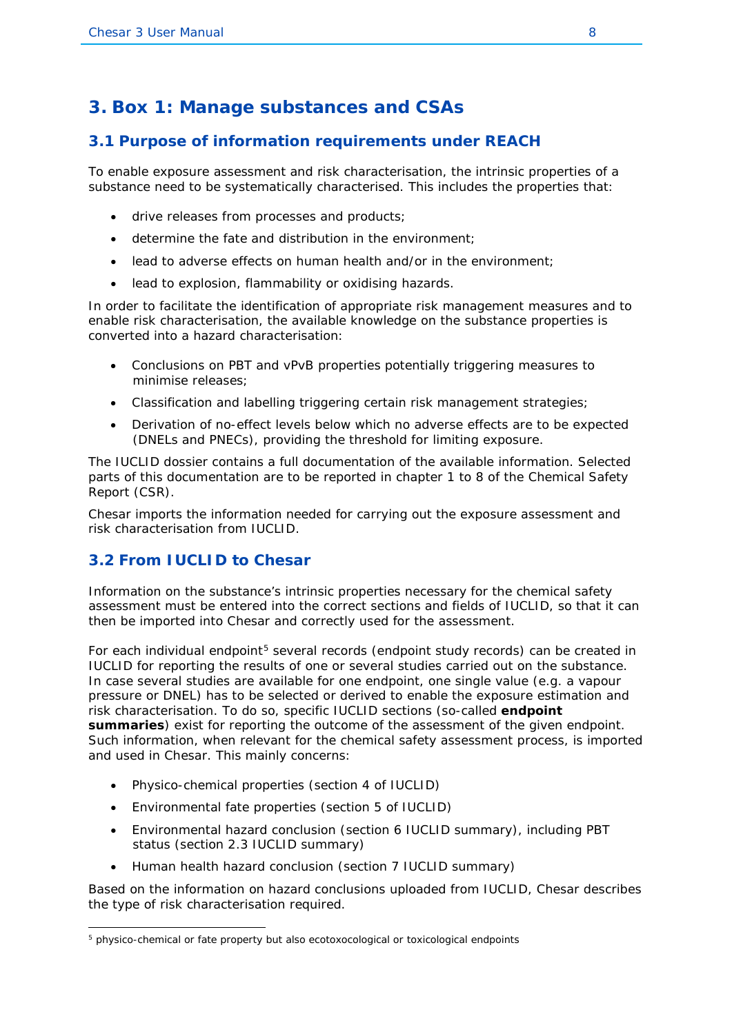# 3. Box 1: Manage substances and CSAs

## 3.1 Purpose of information requirements under REACH

To enable exposure assessment and risk characterisation, the intrinsic properties of a substance need to be systematically characterised. This includes the properties that:

- drive releases from processes and products;
- determine the fate and distribution in the environment;
- lead to adverse effects on human health and/or in the environment;
- lead to explosion, flammability or oxidising hazards.

In order to facilitate the identification of appropriate risk management measures and to enable risk characterisation, the available knowledge on the substance properties is converted into a hazard characterisation:

- Conclusions on PBT and vPvB properties potentially triggering measures to minimise releases;
- Classification and labelling triggering certain risk management strategies;
- Derivation of no-effect levels below which no adverse effects are to be expected (DNELs and PNECs), providing the threshold for limiting exposure.

The IUCLID dossier contains a full documentation of the available information. Selected parts of this documentation are to be reported in chapter 1 to 8 of the Chemical Safety Report (CSR).

Chesar imports the information needed for carrying out the exposure assessment and risk characterisation from IUCLID.

## 3.2 From IUCLID to Chesar

Information on the substance's intrinsic properties necessary for the chemical safety assessment must be entered into the correct sections and fields of IUCLID, so that it can then be imported into Chesar and correctly used for the assessment.

For each individual endpoint[5] several records (endpoint study records) can be created in IUCLID for reporting the results of one or several studies carried out on the substance. In case several studies are available for one endpoint, one single value (e.g. a vapour pressure or DNEL) has to be selected or derived to enable the exposure estimation and risk characterisation. To do so, specific IUCLID sections (so-called **endpoint summaries**) exist for reporting the outcome of the assessment of the given endpoint. Such information, when relevant for the chemical safety assessment process, is imported and used in Chesar. This mainly concerns:

- Physico-chemical properties (section 4 of IUCLID)
- Environmental fate properties (section 5 of IUCLID)
- Environmental hazard conclusion (section 6 IUCLID summary), including PBT status (section 2.3 IUCLID summary)
- Human health hazard conclusion (section 7 IUCLID summary)

Based on the information on hazard conclusions uploaded from IUCLID, Chesar describes the type of risk characterisation required.

[5] physico-chemical or fate property but also ecotoxocological or toxicological endpoints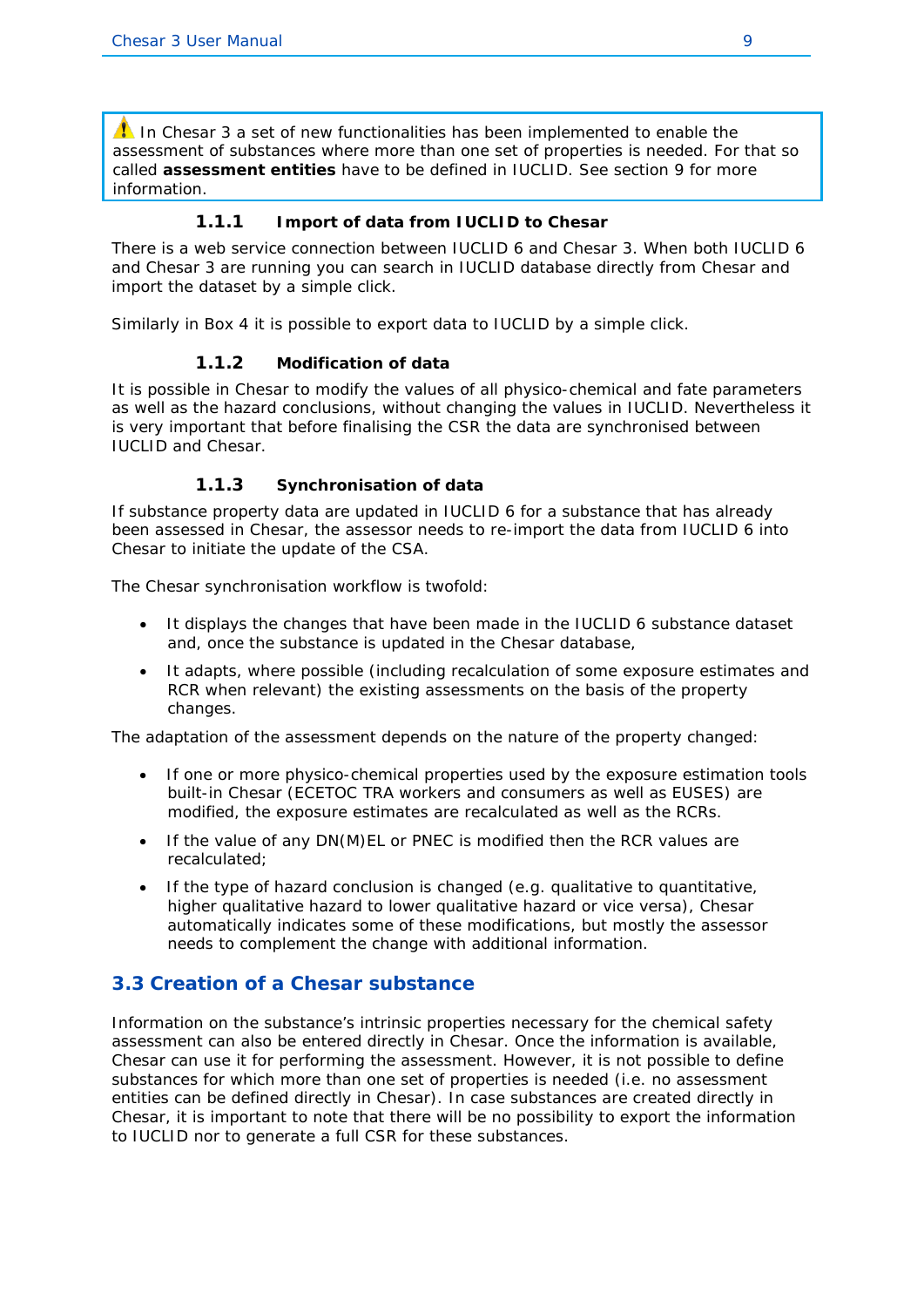⚠ In Chesar 3 a set of new functionalities has been implemented to enable the assessment of substances where more than one set of properties is needed. For that so called **assessment entities** have to be defined in IUCLID. See section 9 for more information.

#### 1.1.1 Import of data from IUCLID to Chesar

There is a web service connection between IUCLID 6 and Chesar 3. When both IUCLID 6 and Chesar 3 are running you can search in IUCLID database directly from Chesar and import the dataset by a simple click.

Similarly in Box 4 it is possible to export data to IUCLID by a simple click.

#### 1.1.2 Modification of data

It is possible in Chesar to modify the values of all physico-chemical and fate parameters as well as the hazard conclusions, without changing the values in IUCLID. Nevertheless it is very important that before finalising the CSR the data are synchronised between IUCLID and Chesar.

#### 1.1.3 Synchronisation of data

If substance property data are updated in IUCLID 6 for a substance that has already been assessed in Chesar, the assessor needs to re-import the data from IUCLID 6 into Chesar to initiate the update of the CSA.

The Chesar synchronisation workflow is twofold:

- It displays the changes that have been made in the IUCLID 6 substance dataset and, once the substance is updated in the Chesar database,
- It adapts, where possible (including recalculation of some exposure estimates and RCR when relevant) the existing assessments on the basis of the property changes.

The adaptation of the assessment depends on the nature of the property changed:

- If one or more physico-chemical properties used by the exposure estimation tools built-in Chesar (ECETOC TRA workers and consumers as well as EUSES) are modified, the exposure estimates are recalculated as well as the RCRs.
- If the value of any DN(M)EL or PNEC is modified then the RCR values are recalculated;
- If the type of hazard conclusion is changed (e.g. qualitative to quantitative, higher qualitative hazard to lower qualitative hazard or vice versa), Chesar automatically indicates some of these modifications, but mostly the assessor needs to complement the change with additional information.

## 3.3 Creation of a Chesar substance

Information on the substance's intrinsic properties necessary for the chemical safety assessment can also be entered directly in Chesar. Once the information is available, Chesar can use it for performing the assessment. However, it is not possible to define substances for which more than one set of properties is needed (i.e. no assessment entities can be defined directly in Chesar). In case substances are created directly in Chesar, it is important to note that there will be no possibility to export the information to IUCLID nor to generate a full CSR for these substances.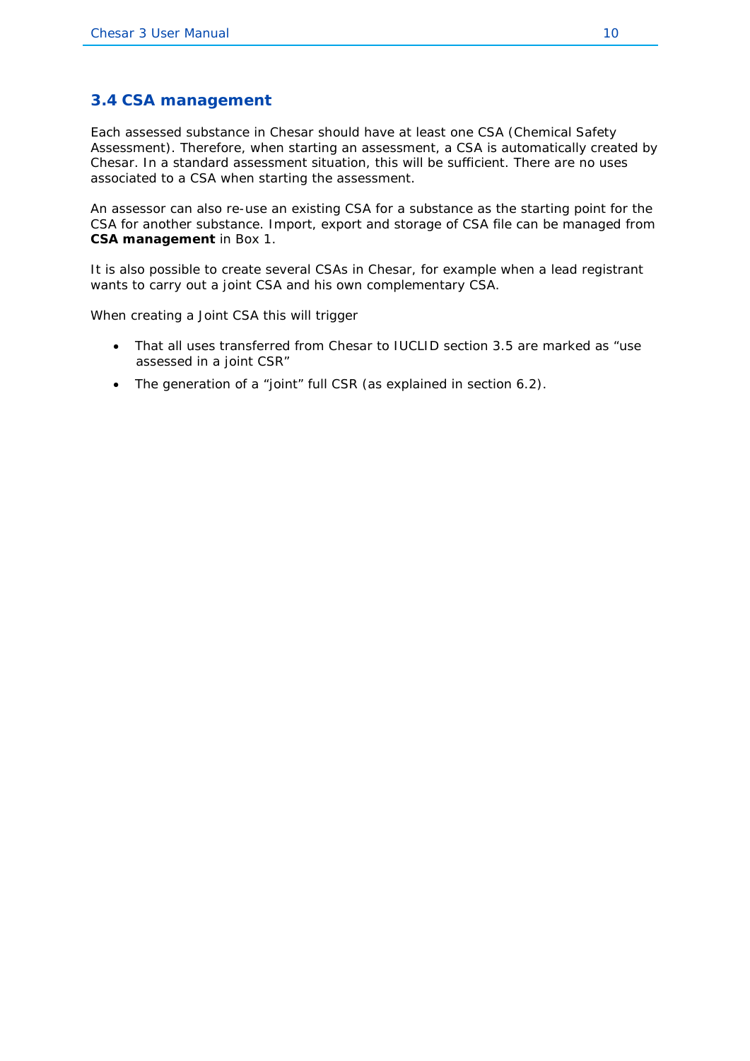## 3.4 CSA management

Each assessed substance in Chesar should have at least one CSA (Chemical Safety Assessment). Therefore, when starting an assessment, a CSA is automatically created by Chesar. In a standard assessment situation, this will be sufficient. There are no uses associated to a CSA when starting the assessment.

An assessor can also re-use an existing CSA for a substance as the starting point for the CSA for another substance. Import, export and storage of CSA file can be managed from **CSA management** in Box 1.

It is also possible to create several CSAs in Chesar, for example when a lead registrant wants to carry out a joint CSA and his own complementary CSA.

When creating a Joint CSA this will trigger

- That all uses transferred from Chesar to IUCLID section 3.5 are marked as “use assessed in a joint CSR”
- The generation of a “joint” full CSR (as explained in section 6.2).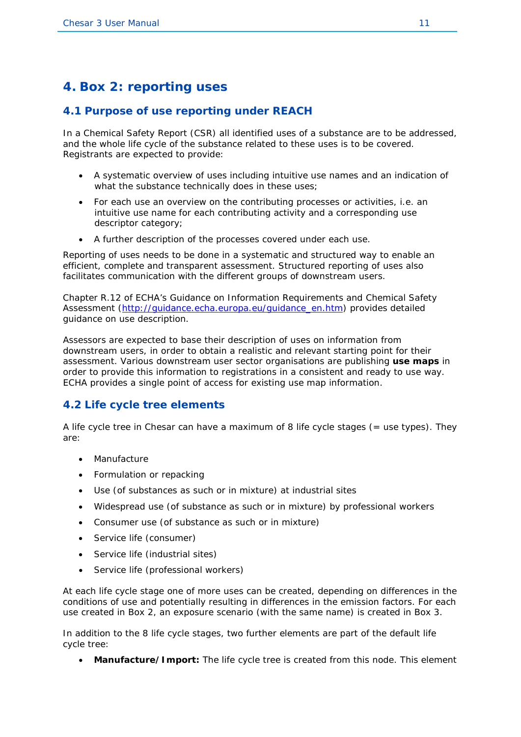# 4. Box 2: reporting uses

## 4.1 Purpose of use reporting under REACH

In a Chemical Safety Report (CSR) all identified uses of a substance are to be addressed, and the whole life cycle of the substance related to these uses is to be covered. Registrants are expected to provide:

- A systematic overview of uses including intuitive use names and an indication of what the substance technically does in these uses;
- For each use an overview on the contributing processes or activities, i.e. an intuitive use name for each contributing activity and a corresponding use descriptor category;
- A further description of the processes covered under each use.

Reporting of uses needs to be done in a systematic and structured way to enable an efficient, complete and transparent assessment. Structured reporting of uses also facilitates communication with the different groups of downstream users.

Chapter R.12 of ECHA's Guidance on Information Requirements and Chemical Safety Assessment (http://guidance.echa.europa.eu/guidance_en.htm) provides detailed guidance on use description.

Assessors are expected to base their description of uses on information from downstream users, in order to obtain a realistic and relevant starting point for their assessment. Various downstream user sector organisations are publishing **use maps** in order to provide this information to registrations in a consistent and ready to use way. ECHA provides a single point of access for existing use map information.

## 4.2 Life cycle tree elements

A life cycle tree in Chesar can have a maximum of 8 life cycle stages (= use types). They are:

- Manufacture
- Formulation or repacking
- Use (of substances as such or in mixture) at industrial sites
- Widespread use (of substance as such or in mixture) by professional workers
- Consumer use (of substance as such or in mixture)
- Service life (consumer)
- Service life (industrial sites)
- Service life (professional workers)

At each life cycle stage one of more uses can be created, depending on differences in the conditions of use and potentially resulting in differences in the emission factors. For each use created in Box 2, an exposure scenario (with the same name) is created in Box 3.

In addition to the 8 life cycle stages, two further elements are part of the default life cycle tree:

- **Manufacture/Import:** The life cycle tree is created from this node. This element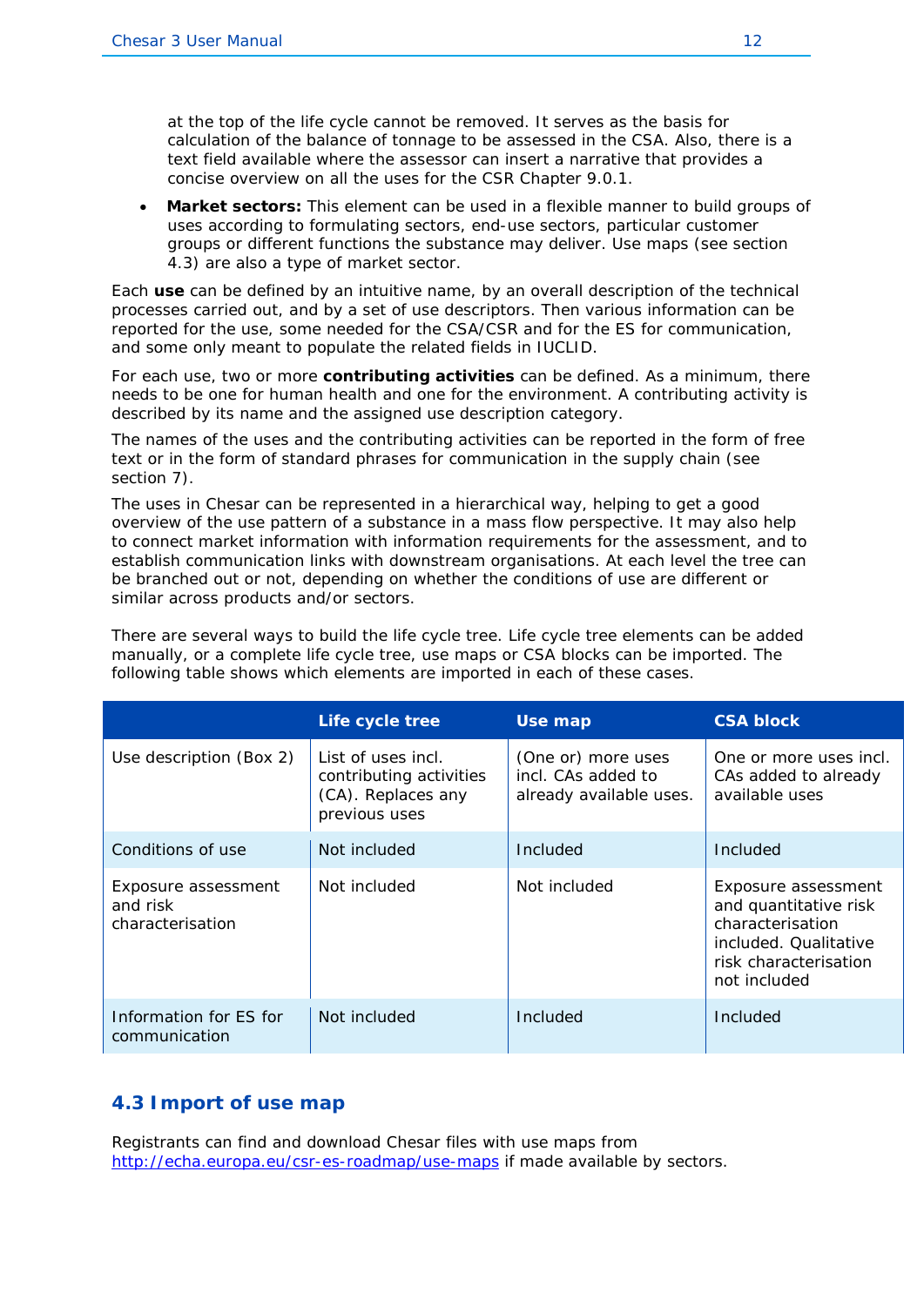at the top of the life cycle cannot be removed. It serves as the basis for calculation of the balance of tonnage to be assessed in the CSA. Also, there is a text field available where the assessor can insert a narrative that provides a concise overview on all the uses for the CSR Chapter 9.0.1.

- **Market sectors:** This element can be used in a flexible manner to build groups of uses according to formulating sectors, end-use sectors, particular customer groups or different functions the substance may deliver. Use maps (see section 4.3) are also a type of market sector.

Each **use** can be defined by an intuitive name, by an overall description of the technical processes carried out, and by a set of use descriptors. Then various information can be reported for the use, some needed for the CSA/CSR and for the ES for communication, and some only meant to populate the related fields in IUCLID.

For each use, two or more **contributing activities** can be defined. As a minimum, there needs to be one for human health and one for the environment. A contributing activity is described by its name and the assigned use description category.

The names of the uses and the contributing activities can be reported in the form of free text or in the form of standard phrases for communication in the supply chain (see section 7).

The uses in Chesar can be represented in a hierarchical way, helping to get a good overview of the use pattern of a substance in a mass flow perspective. It may also help to connect market information with information requirements for the assessment, and to establish communication links with downstream organisations. At each level the tree can be branched out or not, depending on whether the conditions of use are different or similar across products and/or sectors.

There are several ways to build the life cycle tree. Life cycle tree elements can be added manually, or a complete life cycle tree, use maps or CSA blocks can be imported. The following table shows which elements are imported in each of these cases.

| | Life cycle tree | Use map | CSA block |
|---|---|---|---|
| Use description (Box 2) | List of uses incl. contributing activities (CA). Replaces any previous uses | (One or) more uses incl. CAs added to already available uses. | One or more uses incl. CAs added to already available uses |
| Conditions of use | Not included | Included | Included |
| Exposure assessment and risk characterisation | Not included | Not included | Exposure assessment and quantitative risk characterisation included. Qualitative risk characterisation not included |
| Information for ES for communication | Not included | Included | Included |

## 4.3 Import of use map

Registrants can find and download Chesar files with use maps from http://echa.europa.eu/csr-es-roadmap/use-maps if made available by sectors.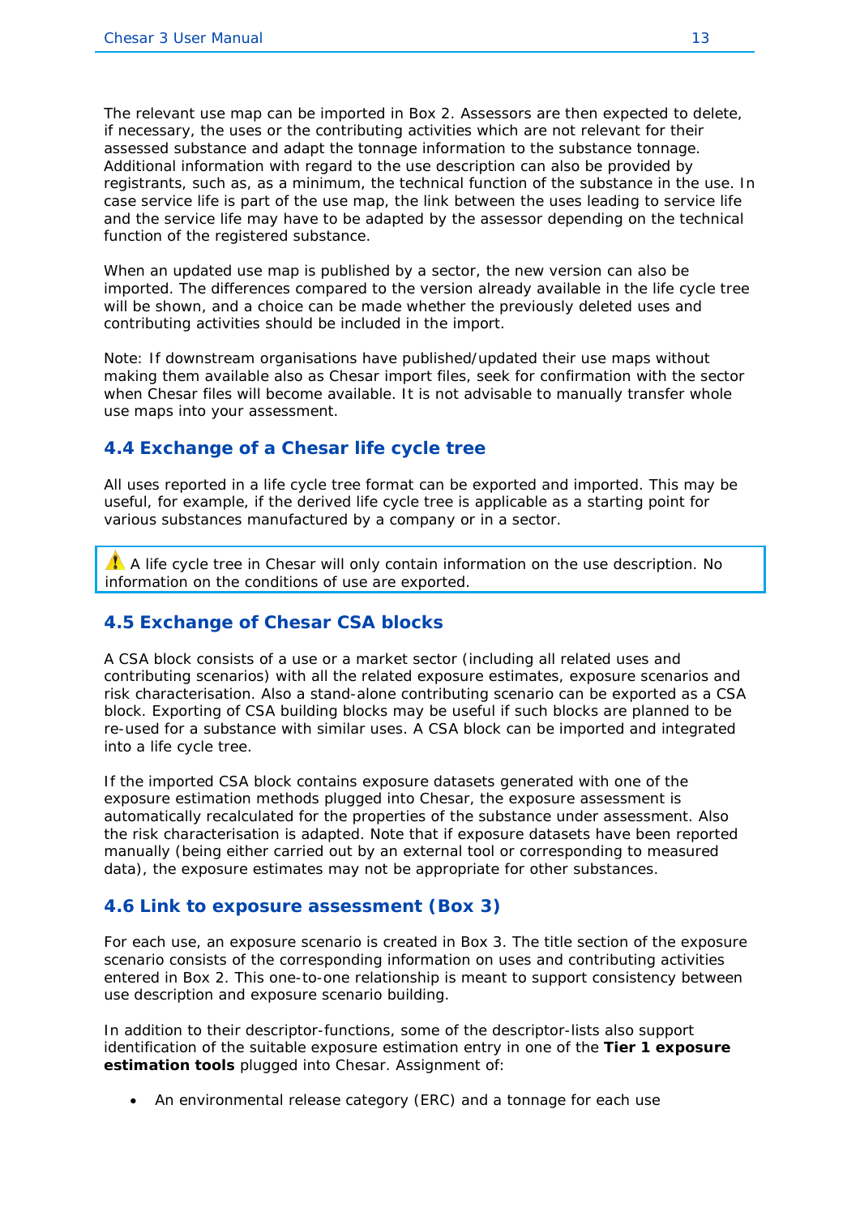The relevant use map can be imported in Box 2. Assessors are then expected to delete, if necessary, the uses or the contributing activities which are not relevant for their assessed substance and adapt the tonnage information to the substance tonnage. Additional information with regard to the use description can also be provided by registrants, such as, as a minimum, the technical function of the substance in the use. In case service life is part of the use map, the link between the uses leading to service life and the service life may have to be adapted by the assessor depending on the technical function of the registered substance.

When an updated use map is published by a sector, the new version can also be imported. The differences compared to the version already available in the life cycle tree will be shown, and a choice can be made whether the previously deleted uses and contributing activities should be included in the import.

Note: If downstream organisations have published/updated their use maps without making them available also as Chesar import files, seek for confirmation with the sector when Chesar files will become available. It is not advisable to manually transfer whole use maps into your assessment.

## 4.4 Exchange of a Chesar life cycle tree

All uses reported in a life cycle tree format can be exported and imported. This may be useful, for example, if the derived life cycle tree is applicable as a starting point for various substances manufactured by a company or in a sector.

> ⚠ A life cycle tree in Chesar will only contain information on the use description. No information on the conditions of use are exported.

## 4.5 Exchange of Chesar CSA blocks

A CSA block consists of a use or a market sector (including all related uses and contributing scenarios) with all the related exposure estimates, exposure scenarios and risk characterisation. Also a stand-alone contributing scenario can be exported as a CSA block. Exporting of CSA building blocks may be useful if such blocks are planned to be re-used for a substance with similar uses. A CSA block can be imported and integrated into a life cycle tree.

If the imported CSA block contains exposure datasets generated with one of the exposure estimation methods plugged into Chesar, the exposure assessment is automatically recalculated for the properties of the substance under assessment. Also the risk characterisation is adapted. Note that if exposure datasets have been reported manually (being either carried out by an external tool or corresponding to measured data), the exposure estimates may not be appropriate for other substances.

## 4.6 Link to exposure assessment (Box 3)

For each use, an exposure scenario is created in Box 3. The title section of the exposure scenario consists of the corresponding information on uses and contributing activities entered in Box 2. This one-to-one relationship is meant to support consistency between use description and exposure scenario building.

In addition to their descriptor-functions, some of the descriptor-lists also support identification of the suitable exposure estimation entry in one of the **Tier 1 exposure estimation tools** plugged into Chesar. Assignment of:

- An environmental release category (ERC) and a tonnage for each use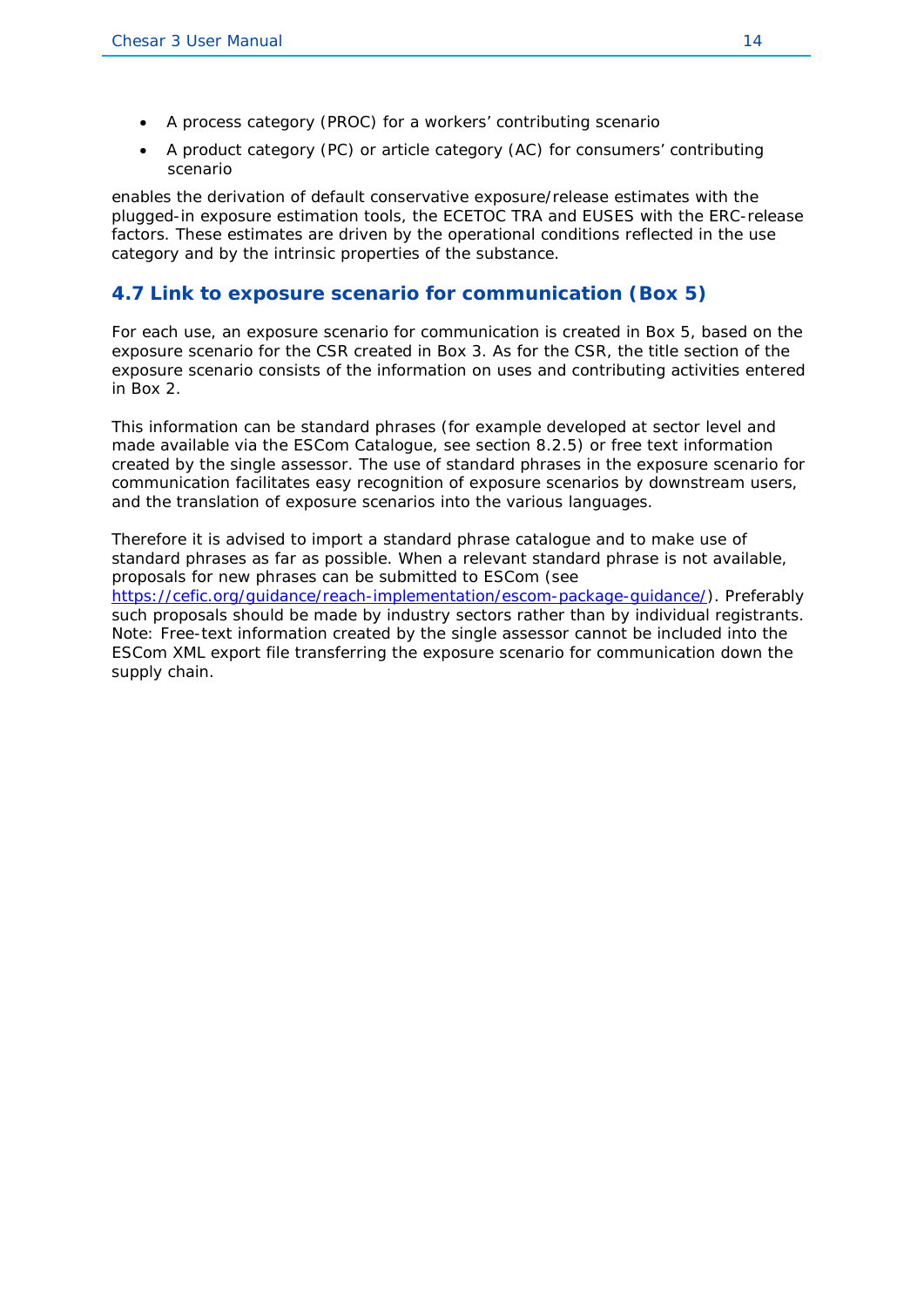- A process category (PROC) for a workers' contributing scenario
- A product category (PC) or article category (AC) for consumers' contributing scenario

enables the derivation of default conservative exposure/release estimates with the plugged-in exposure estimation tools, the ECETOC TRA and EUSES with the ERC-release factors. These estimates are driven by the operational conditions reflected in the use category and by the intrinsic properties of the substance.

## 4.7 Link to exposure scenario for communication (Box 5)

For each use, an exposure scenario for communication is created in Box 5, based on the exposure scenario for the CSR created in Box 3. As for the CSR, the title section of the exposure scenario consists of the information on uses and contributing activities entered in Box 2.

This information can be standard phrases (for example developed at sector level and made available via the ESCom Catalogue, see section 8.2.5) or free text information created by the single assessor. The use of standard phrases in the exposure scenario for communication facilitates easy recognition of exposure scenarios by downstream users, and the translation of exposure scenarios into the various languages.

Therefore it is advised to import a standard phrase catalogue and to make use of standard phrases as far as possible. When a relevant standard phrase is not available, proposals for new phrases can be submitted to ESCom (see https://cefic.org/guidance/reach-implementation/escom-package-guidance/). Preferably such proposals should be made by industry sectors rather than by individual registrants. Note: Free-text information created by the single assessor cannot be included into the ESCom XML export file transferring the exposure scenario for communication down the supply chain.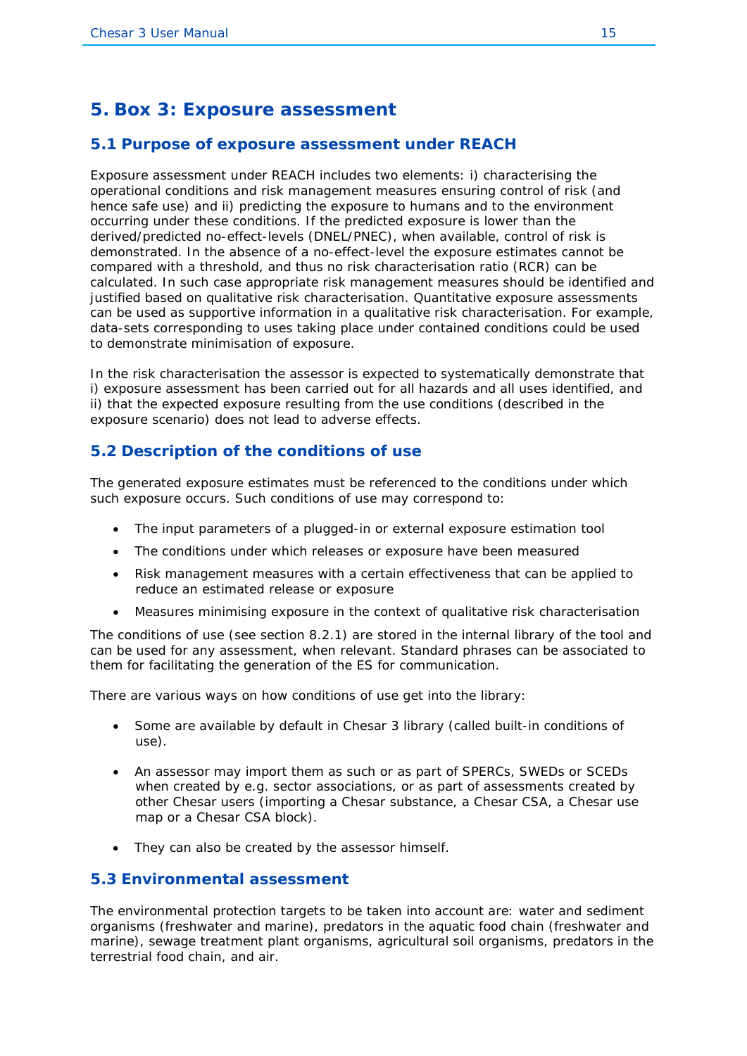# 5. Box 3: Exposure assessment

## 5.1 Purpose of exposure assessment under REACH

Exposure assessment under REACH includes two elements: i) characterising the operational conditions and risk management measures ensuring control of risk (and hence safe use) and ii) predicting the exposure to humans and to the environment occurring under these conditions. If the predicted exposure is lower than the derived/predicted no-effect-levels (DNEL/PNEC), when available, control of risk is demonstrated. In the absence of a no-effect-level the exposure estimates cannot be compared with a threshold, and thus no risk characterisation ratio (RCR) can be calculated. In such case appropriate risk management measures should be identified and justified based on qualitative risk characterisation. Quantitative exposure assessments can be used as supportive information in a qualitative risk characterisation. For example, data-sets corresponding to uses taking place under contained conditions could be used to demonstrate minimisation of exposure.

In the risk characterisation the assessor is expected to systematically demonstrate that i) exposure assessment has been carried out for all hazards and all uses identified, and ii) that the expected exposure resulting from the use conditions (described in the exposure scenario) does not lead to adverse effects.

## 5.2 Description of the conditions of use

The generated exposure estimates must be referenced to the conditions under which such exposure occurs. Such conditions of use may correspond to:

- The input parameters of a plugged-in or external exposure estimation tool
- The conditions under which releases or exposure have been measured
- Risk management measures with a certain effectiveness that can be applied to reduce an estimated release or exposure
- Measures minimising exposure in the context of qualitative risk characterisation

The conditions of use (see section 8.2.1) are stored in the internal library of the tool and can be used for any assessment, when relevant. Standard phrases can be associated to them for facilitating the generation of the ES for communication.

There are various ways on how conditions of use get into the library:

- Some are available by default in Chesar 3 library (called built-in conditions of use).
- An assessor may import them as such or as part of SPERCs, SWEDs or SCEDs when created by e.g. sector associations, or as part of assessments created by other Chesar users (importing a Chesar substance, a Chesar CSA, a Chesar use map or a Chesar CSA block).
- They can also be created by the assessor himself.

## 5.3 Environmental assessment

The environmental protection targets to be taken into account are: water and sediment organisms (freshwater and marine), predators in the aquatic food chain (freshwater and marine), sewage treatment plant organisms, agricultural soil organisms, predators in the terrestrial food chain, and air.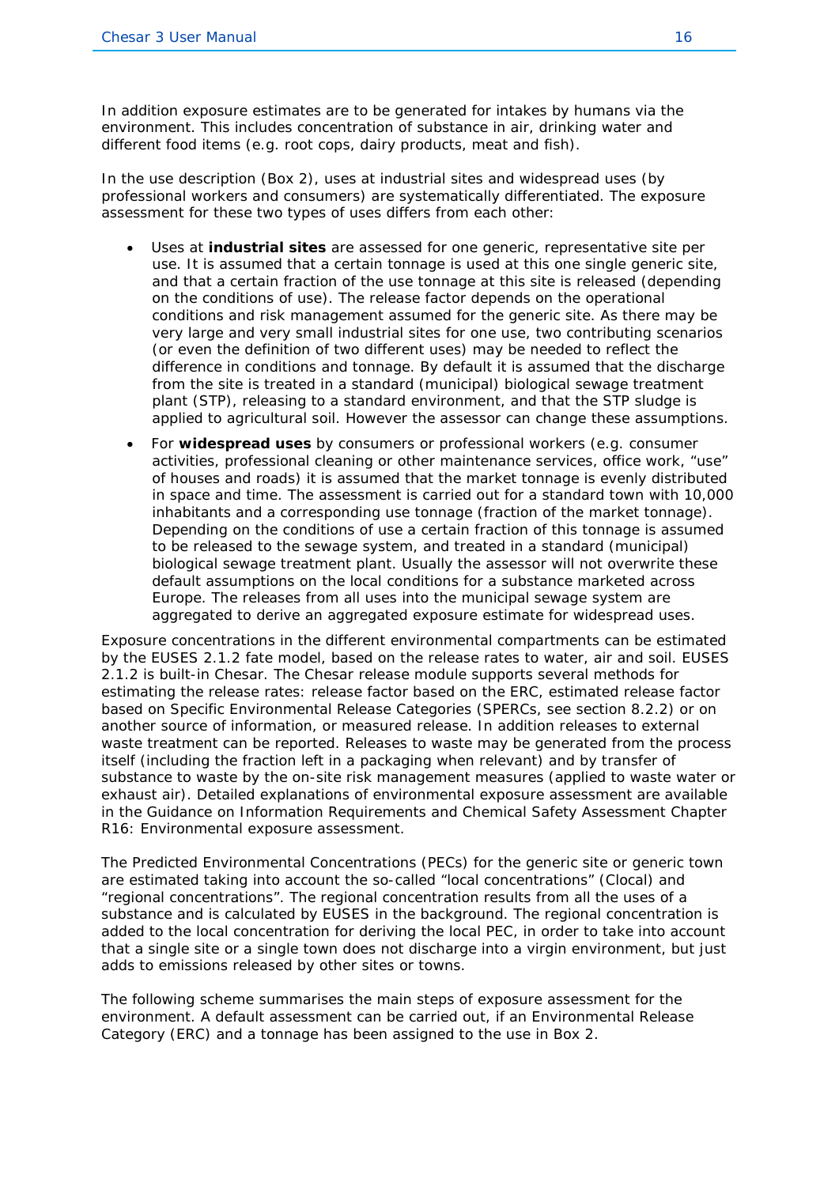In addition exposure estimates are to be generated for intakes by humans via the environment. This includes concentration of substance in air, drinking water and different food items (e.g. root cops, dairy products, meat and fish).

In the use description (Box 2), uses at industrial sites and widespread uses (by professional workers and consumers) are systematically differentiated. The exposure assessment for these two types of uses differs from each other:

- Uses at **industrial sites** are assessed for one generic, representative site per use. It is assumed that a certain tonnage is used at this one single generic site, and that a certain fraction of the use tonnage at this site is released (depending on the conditions of use). The release factor depends on the operational conditions and risk management assumed for the generic site. As there may be very large and very small industrial sites for one use, two contributing scenarios (or even the definition of two different uses) may be needed to reflect the difference in conditions and tonnage. By default it is assumed that the discharge from the site is treated in a standard (municipal) biological sewage treatment plant (STP), releasing to a standard environment, and that the STP sludge is applied to agricultural soil. However the assessor can change these assumptions.
- For **widespread uses** by consumers or professional workers (e.g. consumer activities, professional cleaning or other maintenance services, office work, "use" of houses and roads) it is assumed that the market tonnage is evenly distributed in space and time. The assessment is carried out for a standard town with 10,000 inhabitants and a corresponding use tonnage (fraction of the market tonnage). Depending on the conditions of use a certain fraction of this tonnage is assumed to be released to the sewage system, and treated in a standard (municipal) biological sewage treatment plant. Usually the assessor will not overwrite these default assumptions on the local conditions for a substance marketed across Europe. The releases from all uses into the municipal sewage system are aggregated to derive an aggregated exposure estimate for widespread uses.

Exposure concentrations in the different environmental compartments can be estimated by the EUSES 2.1.2 fate model, based on the release rates to water, air and soil. EUSES 2.1.2 is built-in Chesar. The Chesar release module supports several methods for estimating the release rates: release factor based on the ERC, estimated release factor based on Specific Environmental Release Categories (SPERCs, see section 8.2.2) or on another source of information, or measured release. In addition releases to external waste treatment can be reported. Releases to waste may be generated from the process itself (including the fraction left in a packaging when relevant) and by transfer of substance to waste by the on-site risk management measures (applied to waste water or exhaust air). Detailed explanations of environmental exposure assessment are available in the Guidance on Information Requirements and Chemical Safety Assessment Chapter R16: Environmental exposure assessment.

The Predicted Environmental Concentrations (PECs) for the generic site or generic town are estimated taking into account the so-called "local concentrations" (Clocal) and "regional concentrations". The regional concentration results from all the uses of a substance and is calculated by EUSES in the background. The regional concentration is added to the local concentration for deriving the local PEC, in order to take into account that a single site or a single town does not discharge into a virgin environment, but just adds to emissions released by other sites or towns.

The following scheme summarises the main steps of exposure assessment for the environment. A default assessment can be carried out, if an Environmental Release Category (ERC) and a tonnage has been assigned to the use in Box 2.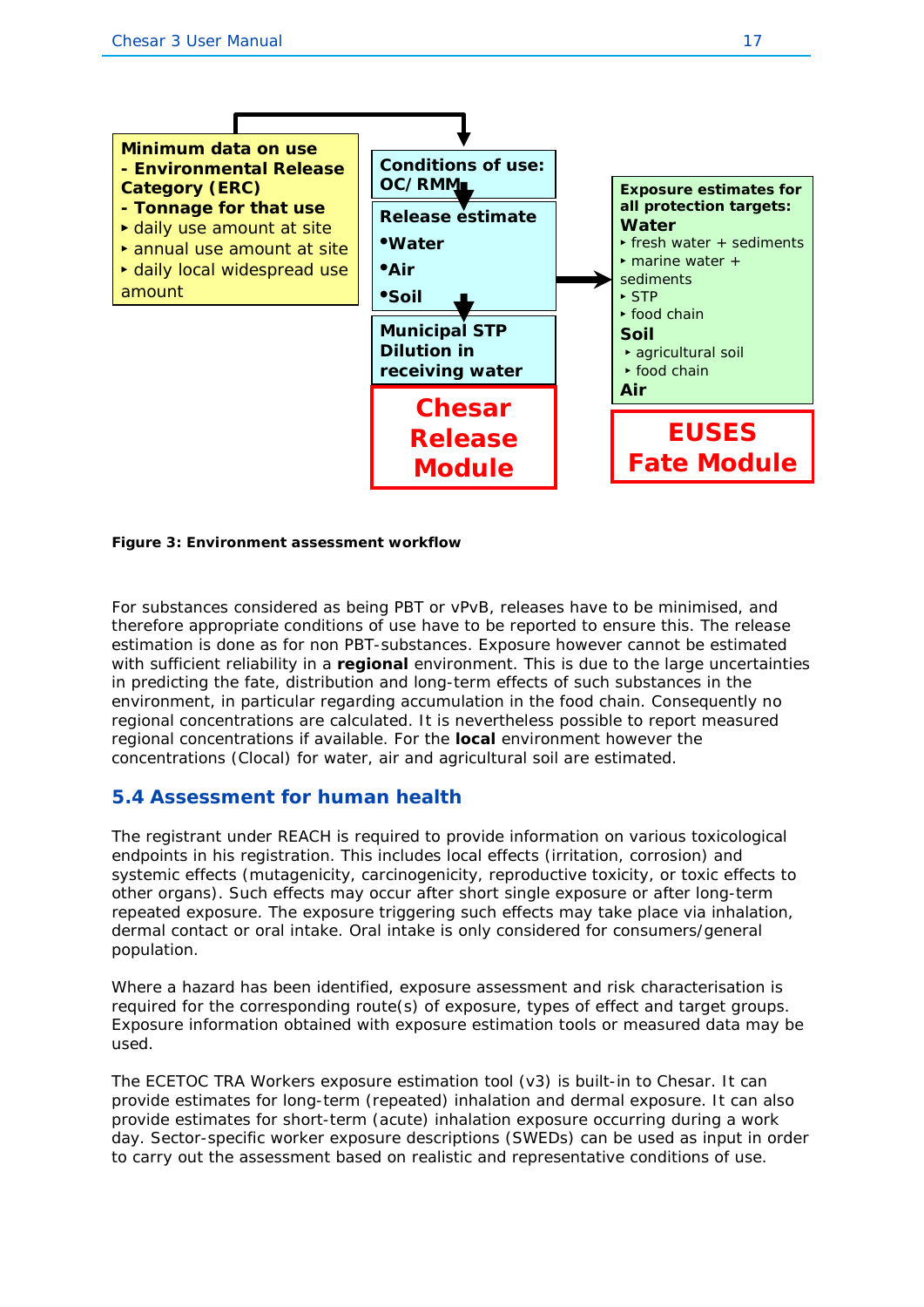**Minimum data on use**
**- Environmental Release Category (ERC)**
**- Tonnage for that use**
- daily use amount at site
- annual use amount at site
- daily local widespread use amount

**Conditions of use: OC/RMM**

**Release estimate**
- **Water**
- **Air**
- **Soil**

**Municipal STP Dilution in receiving water**

**Chesar Release Module**

**Exposure estimates for all protection targets:**

**Water**
- fresh water + sediments
- marine water + sediments
- STP
- food chain

**Soil**
- agricultural soil
- food chain

**Air**

**EUSES Fate Module**

**Figure 3: Environment assessment workflow**

For substances considered as being PBT or vPvB, releases have to be minimised, and therefore appropriate conditions of use have to be reported to ensure this. The release estimation is done as for non PBT-substances. Exposure however cannot be estimated with sufficient reliability in a **regional** environment. This is due to the large uncertainties in predicting the fate, distribution and long-term effects of such substances in the environment, in particular regarding accumulation in the food chain. Consequently no regional concentrations are calculated. It is nevertheless possible to report measured regional concentrations if available. For the **local** environment however the concentrations (Clocal) for water, air and agricultural soil are estimated.

## 5.4 Assessment for human health

The registrant under REACH is required to provide information on various toxicological endpoints in his registration. This includes local effects (irritation, corrosion) and systemic effects (mutagenicity, carcinogenicity, reproductive toxicity, or toxic effects to other organs). Such effects may occur after short single exposure or after long-term repeated exposure. The exposure triggering such effects may take place via inhalation, dermal contact or oral intake. Oral intake is only considered for consumers/general population.

Where a hazard has been identified, exposure assessment and risk characterisation is required for the corresponding route(s) of exposure, types of effect and target groups. Exposure information obtained with exposure estimation tools or measured data may be used.

The ECETOC TRA Workers exposure estimation tool (v3) is built-in to Chesar. It can provide estimates for long-term (repeated) inhalation and dermal exposure. It can also provide estimates for short-term (acute) inhalation exposure occurring during a work day. Sector-specific worker exposure descriptions (SWEDs) can be used as input in order to carry out the assessment based on realistic and representative conditions of use.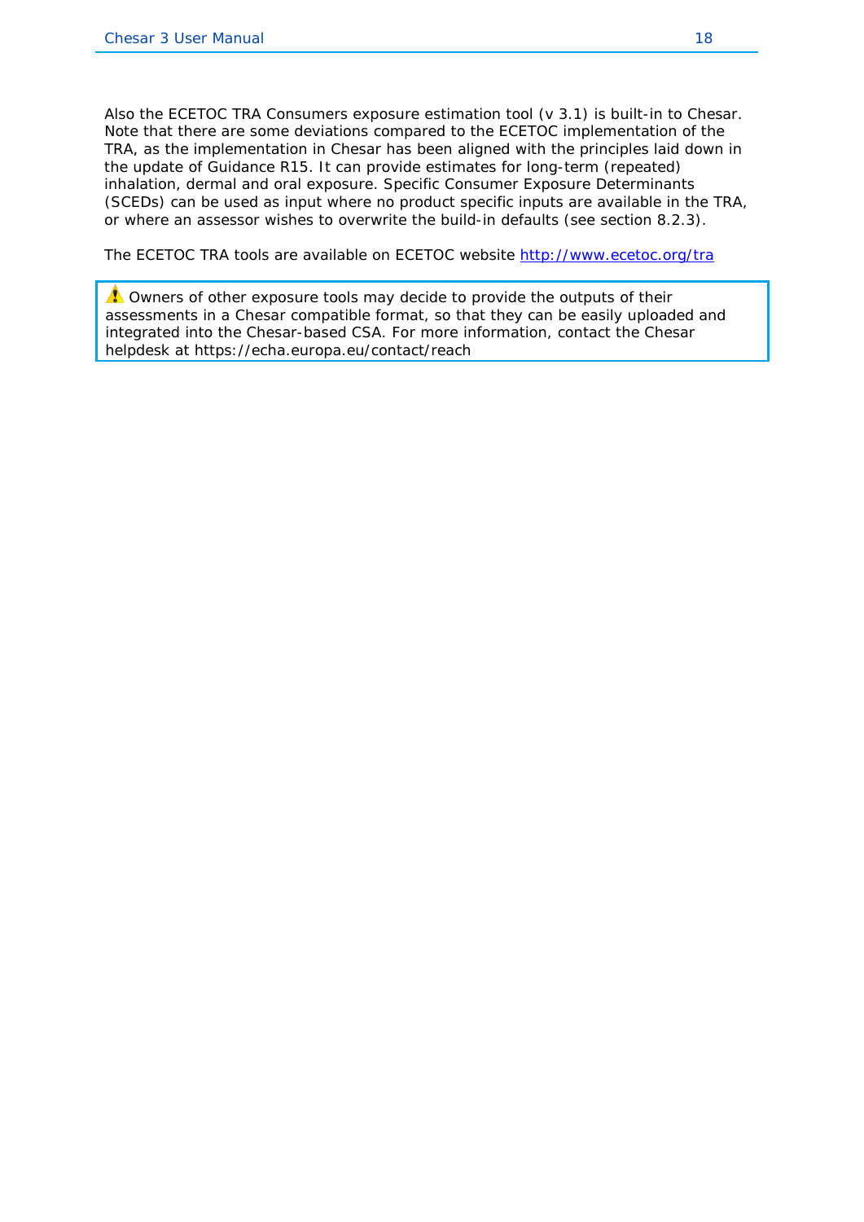Also the ECETOC TRA Consumers exposure estimation tool (v 3.1) is built-in to Chesar. Note that there are some deviations compared to the ECETOC implementation of the TRA, as the implementation in Chesar has been aligned with the principles laid down in the update of Guidance R15. It can provide estimates for long-term (repeated) inhalation, dermal and oral exposure. Specific Consumer Exposure Determinants (SCEDs) can be used as input where no product specific inputs are available in the TRA, or where an assessor wishes to overwrite the build-in defaults (see section 8.2.3).

The ECETOC TRA tools are available on ECETOC website [http://www.ecetoc.org/tra](http://www.ecetoc.org/tra)

> ⚠ Owners of other exposure tools may decide to provide the outputs of their assessments in a Chesar compatible format, so that they can be easily uploaded and integrated into the Chesar-based CSA. For more information, contact the Chesar helpdesk at https://echa.europa.eu/contact/reach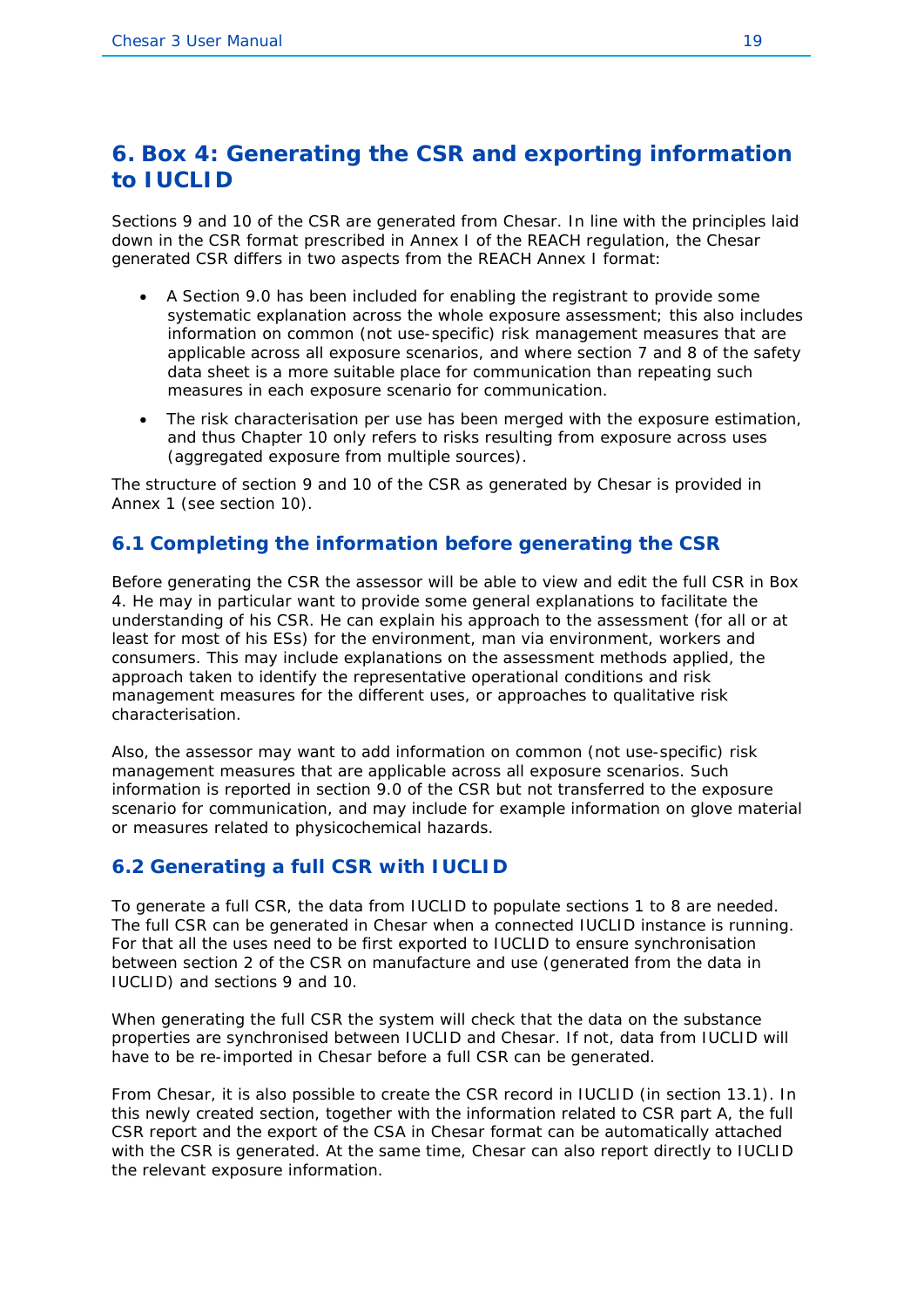# 6. Box 4: Generating the CSR and exporting information to IUCLID

Sections 9 and 10 of the CSR are generated from Chesar. In line with the principles laid down in the CSR format prescribed in Annex I of the REACH regulation, the Chesar generated CSR differs in two aspects from the REACH Annex I format:

- A Section 9.0 has been included for enabling the registrant to provide some systematic explanation across the whole exposure assessment; this also includes information on common (not use-specific) risk management measures that are applicable across all exposure scenarios, and where section 7 and 8 of the safety data sheet is a more suitable place for communication than repeating such measures in each exposure scenario for communication.
- The risk characterisation per use has been merged with the exposure estimation, and thus Chapter 10 only refers to risks resulting from exposure across uses (aggregated exposure from multiple sources).

The structure of section 9 and 10 of the CSR as generated by Chesar is provided in Annex 1 (see section 10).

## 6.1 Completing the information before generating the CSR

Before generating the CSR the assessor will be able to view and edit the full CSR in Box 4. He may in particular want to provide some general explanations to facilitate the understanding of his CSR. He can explain his approach to the assessment (for all or at least for most of his ESs) for the environment, man via environment, workers and consumers. This may include explanations on the assessment methods applied, the approach taken to identify the representative operational conditions and risk management measures for the different uses, or approaches to qualitative risk characterisation.

Also, the assessor may want to add information on common (not use-specific) risk management measures that are applicable across all exposure scenarios. Such information is reported in section 9.0 of the CSR but not transferred to the exposure scenario for communication, and may include for example information on glove material or measures related to physicochemical hazards.

## 6.2 Generating a full CSR with IUCLID

To generate a full CSR, the data from IUCLID to populate sections 1 to 8 are needed. The full CSR can be generated in Chesar when a connected IUCLID instance is running. For that all the uses need to be first exported to IUCLID to ensure synchronisation between section 2 of the CSR on manufacture and use (generated from the data in IUCLID) and sections 9 and 10.

When generating the full CSR the system will check that the data on the substance properties are synchronised between IUCLID and Chesar. If not, data from IUCLID will have to be re-imported in Chesar before a full CSR can be generated.

From Chesar, it is also possible to create the CSR record in IUCLID (in section 13.1). In this newly created section, together with the information related to CSR part A, the full CSR report and the export of the CSA in Chesar format can be automatically attached with the CSR is generated. At the same time, Chesar can also report directly to IUCLID the relevant exposure information.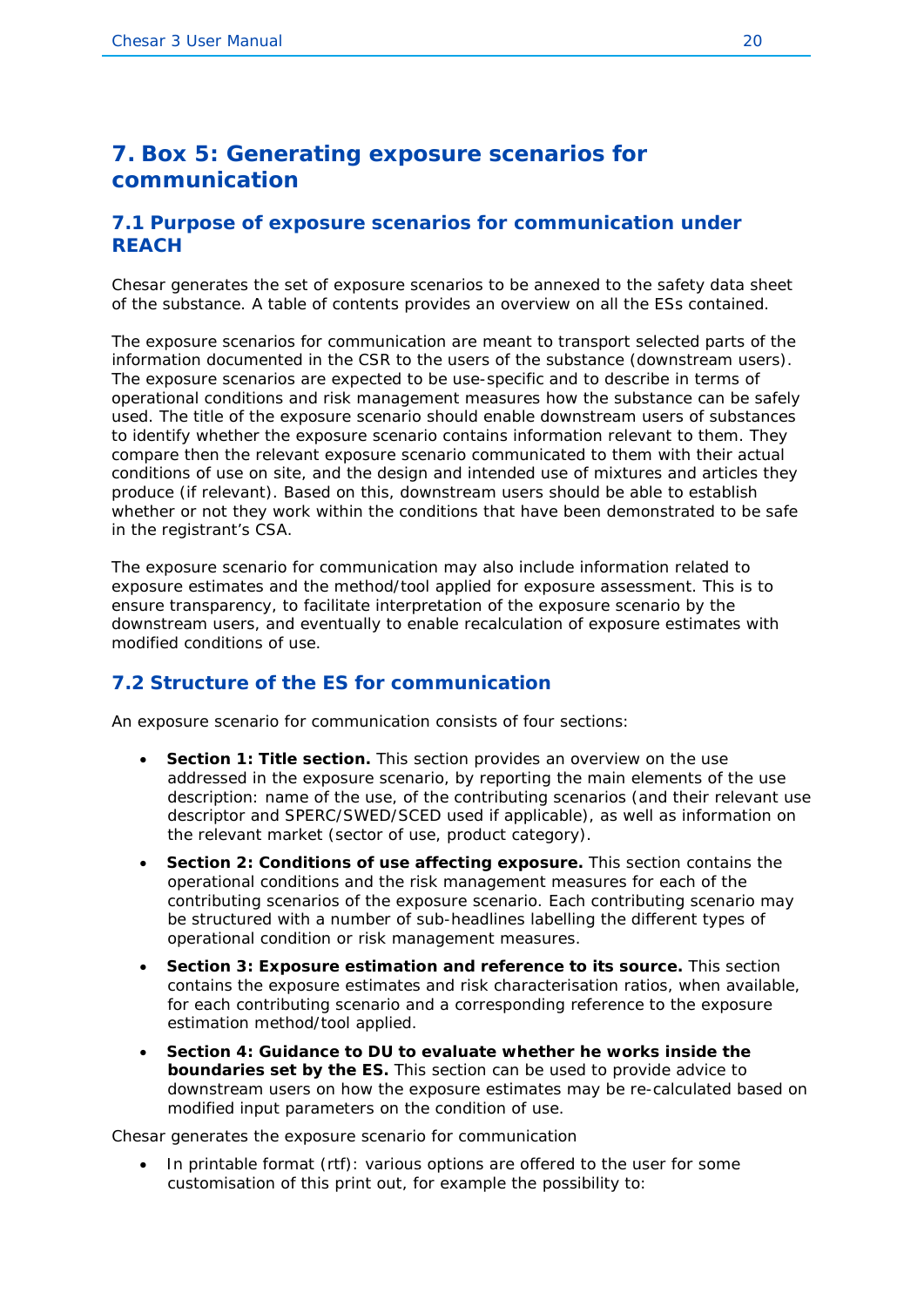# 7. Box 5: Generating exposure scenarios for communication

## 7.1 Purpose of exposure scenarios for communication under REACH

Chesar generates the set of exposure scenarios to be annexed to the safety data sheet of the substance. A table of contents provides an overview on all the ESs contained.

The exposure scenarios for communication are meant to transport selected parts of the information documented in the CSR to the users of the substance (downstream users). The exposure scenarios are expected to be use-specific and to describe in terms of operational conditions and risk management measures how the substance can be safely used. The title of the exposure scenario should enable downstream users of substances to identify whether the exposure scenario contains information relevant to them. They compare then the relevant exposure scenario communicated to them with their actual conditions of use on site, and the design and intended use of mixtures and articles they produce (if relevant). Based on this, downstream users should be able to establish whether or not they work within the conditions that have been demonstrated to be safe in the registrant's CSA.

The exposure scenario for communication may also include information related to exposure estimates and the method/tool applied for exposure assessment. This is to ensure transparency, to facilitate interpretation of the exposure scenario by the downstream users, and eventually to enable recalculation of exposure estimates with modified conditions of use.

## 7.2 Structure of the ES for communication

An exposure scenario for communication consists of four sections:

- **Section 1: Title section.** This section provides an overview on the use addressed in the exposure scenario, by reporting the main elements of the use description: name of the use, of the contributing scenarios (and their relevant use descriptor and SPERC/SWED/SCED used if applicable), as well as information on the relevant market (sector of use, product category).
- **Section 2: Conditions of use affecting exposure.** This section contains the operational conditions and the risk management measures for each of the contributing scenarios of the exposure scenario. Each contributing scenario may be structured with a number of sub-headlines labelling the different types of operational condition or risk management measures.
- **Section 3: Exposure estimation and reference to its source.** This section contains the exposure estimates and risk characterisation ratios, when available, for each contributing scenario and a corresponding reference to the exposure estimation method/tool applied.
- **Section 4: Guidance to DU to evaluate whether he works inside the boundaries set by the ES.** This section can be used to provide advice to downstream users on how the exposure estimates may be re-calculated based on modified input parameters on the condition of use.

Chesar generates the exposure scenario for communication

- In printable format (rtf): various options are offered to the user for some customisation of this print out, for example the possibility to: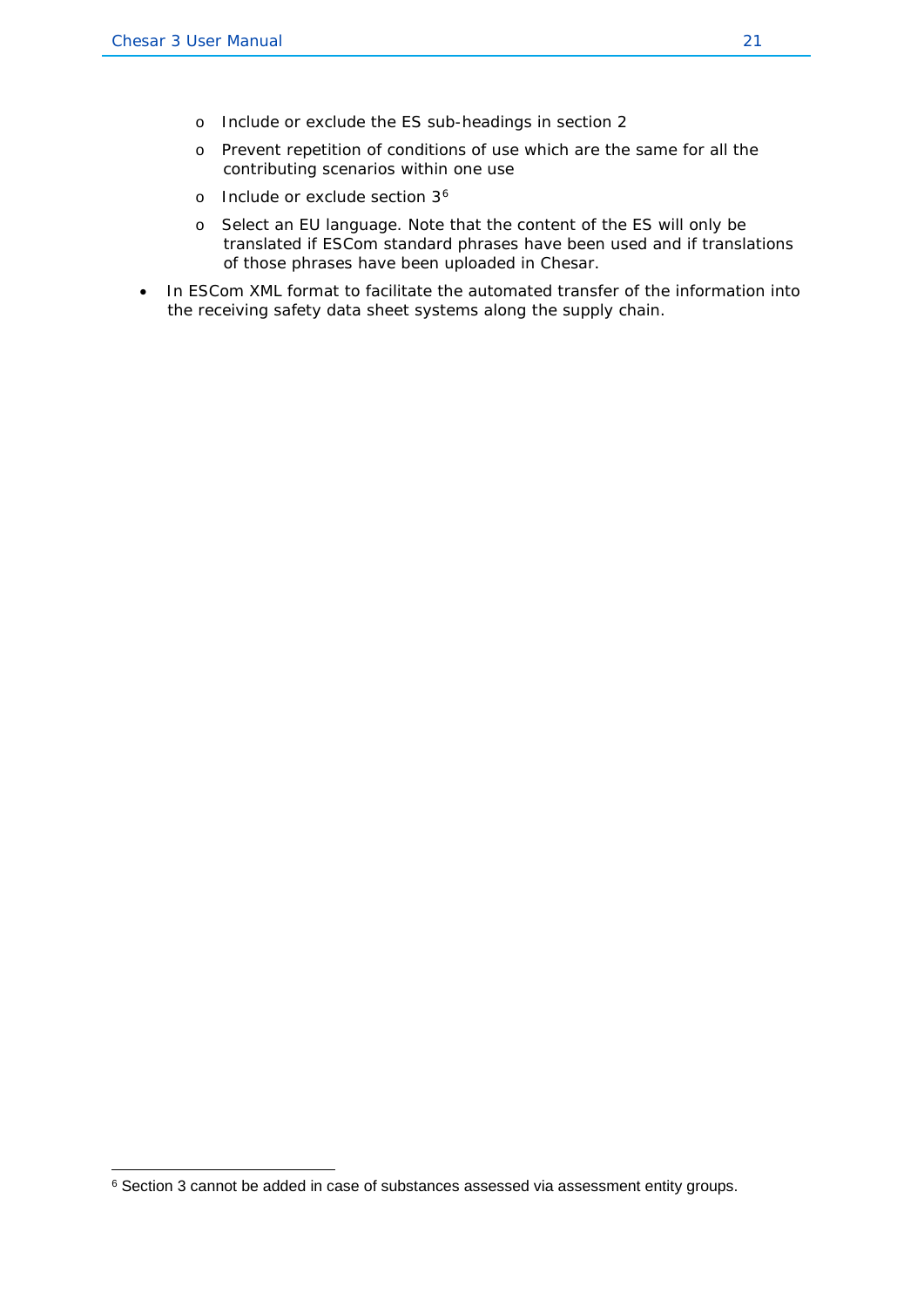- Include or exclude the ES sub-headings in section 2
  - Prevent repetition of conditions of use which are the same for all the contributing scenarios within one use
  - Include or exclude section 3[6]
  - Select an EU language. Note that the content of the ES will only be translated if ESCom standard phrases have been used and if translations of those phrases have been uploaded in Chesar.
- In ESCom XML format to facilitate the automated transfer of the information into the receiving safety data sheet systems along the supply chain.

[6] Section 3 cannot be added in case of substances assessed via assessment entity groups.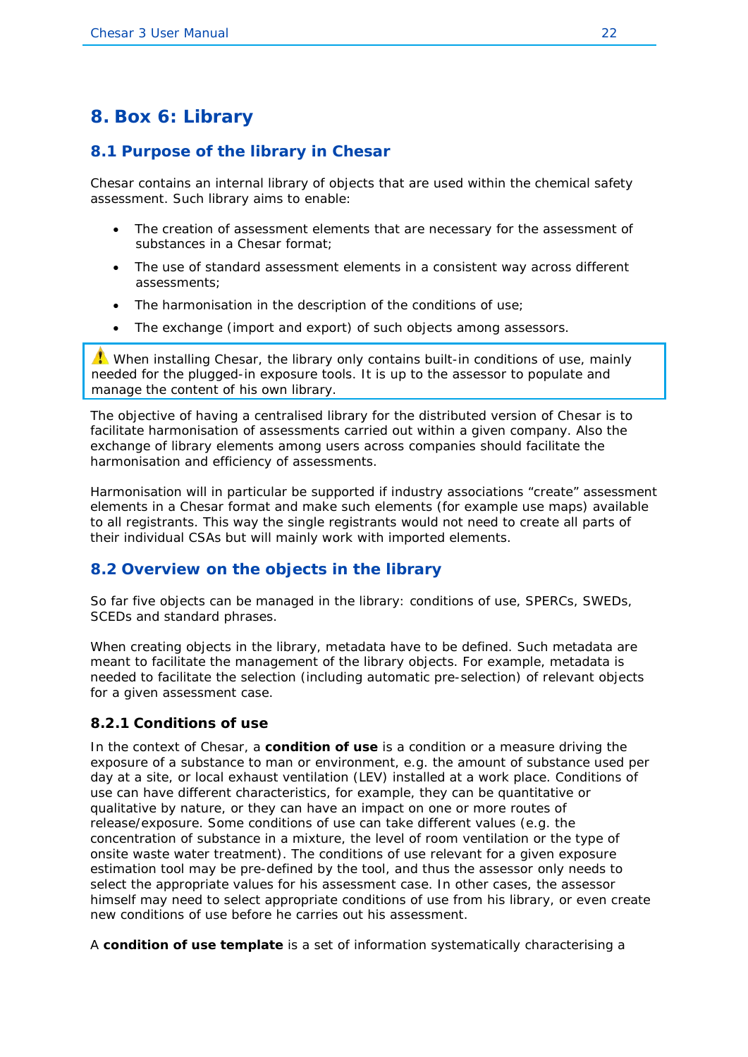# 8. Box 6: Library

## 8.1 Purpose of the library in Chesar

Chesar contains an internal library of objects that are used within the chemical safety assessment. Such library aims to enable:

- The creation of assessment elements that are necessary for the assessment of substances in a Chesar format;
- The use of standard assessment elements in a consistent way across different assessments;
- The harmonisation in the description of the conditions of use;
- The exchange (import and export) of such objects among assessors.

> ⚠ When installing Chesar, the library only contains built-in conditions of use, mainly needed for the plugged-in exposure tools. It is up to the assessor to populate and manage the content of his own library.

The objective of having a centralised library for the distributed version of Chesar is to facilitate harmonisation of assessments carried out within a given company. Also the exchange of library elements among users across companies should facilitate the harmonisation and efficiency of assessments.

Harmonisation will in particular be supported if industry associations "create" assessment elements in a Chesar format and make such elements (for example use maps) available to all registrants. This way the single registrants would not need to create all parts of their individual CSAs but will mainly work with imported elements.

## 8.2 Overview on the objects in the library

So far five objects can be managed in the library: conditions of use, SPERCs, SWEDs, SCEDs and standard phrases.

When creating objects in the library, metadata have to be defined. Such metadata are meant to facilitate the management of the library objects. For example, metadata is needed to facilitate the selection (including automatic pre-selection) of relevant objects for a given assessment case.

### 8.2.1 Conditions of use

In the context of Chesar, a **condition of use** is a condition or a measure driving the exposure of a substance to man or environment, e.g. the amount of substance used per day at a site, or local exhaust ventilation (LEV) installed at a work place. Conditions of use can have different characteristics, for example, they can be quantitative or qualitative by nature, or they can have an impact on one or more routes of release/exposure. Some conditions of use can take different values (e.g. the concentration of substance in a mixture, the level of room ventilation or the type of onsite waste water treatment). The conditions of use relevant for a given exposure estimation tool may be pre-defined by the tool, and thus the assessor only needs to select the appropriate values for his assessment case. In other cases, the assessor himself may need to select appropriate conditions of use from his library, or even create new conditions of use before he carries out his assessment.

A **condition of use template** is a set of information systematically characterising a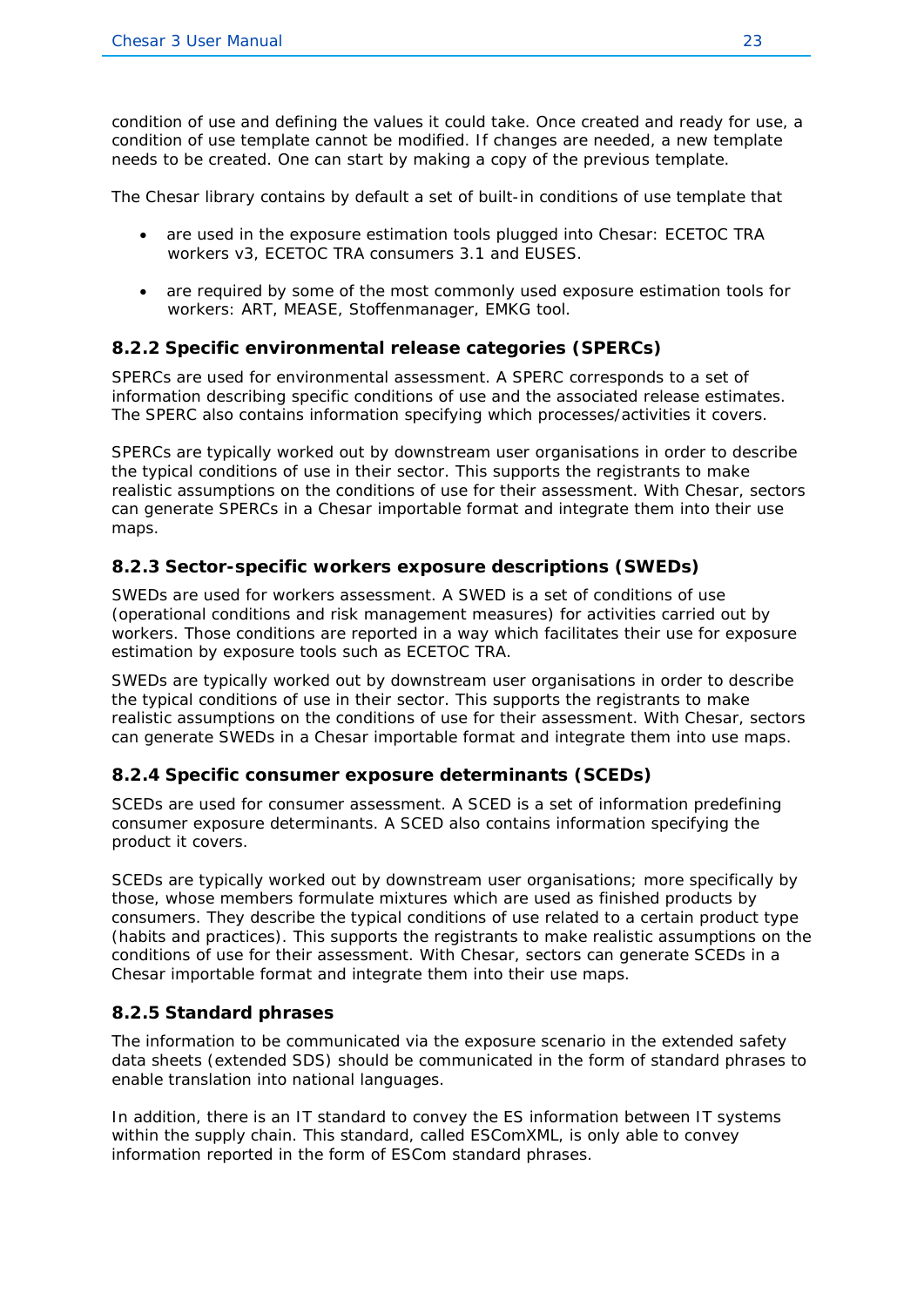condition of use and defining the values it could take. Once created and ready for use, a condition of use template cannot be modified. If changes are needed, a new template needs to be created. One can start by making a copy of the previous template.

The Chesar library contains by default a set of built-in conditions of use template that

- are used in the exposure estimation tools plugged into Chesar: ECETOC TRA workers v3, ECETOC TRA consumers 3.1 and EUSES.
- are required by some of the most commonly used exposure estimation tools for workers: ART, MEASE, Stoffenmanager, EMKG tool.

### 8.2.2 Specific environmental release categories (SPERCs)

SPERCs are used for environmental assessment. A SPERC corresponds to a set of information describing specific conditions of use and the associated release estimates. The SPERC also contains information specifying which processes/activities it covers.

SPERCs are typically worked out by downstream user organisations in order to describe the typical conditions of use in their sector. This supports the registrants to make realistic assumptions on the conditions of use for their assessment. With Chesar, sectors can generate SPERCs in a Chesar importable format and integrate them into their use maps.

### 8.2.3 Sector-specific workers exposure descriptions (SWEDs)

SWEDs are used for workers assessment. A SWED is a set of conditions of use (operational conditions and risk management measures) for activities carried out by workers. Those conditions are reported in a way which facilitates their use for exposure estimation by exposure tools such as ECETOC TRA.

SWEDs are typically worked out by downstream user organisations in order to describe the typical conditions of use in their sector. This supports the registrants to make realistic assumptions on the conditions of use for their assessment. With Chesar, sectors can generate SWEDs in a Chesar importable format and integrate them into use maps.

### 8.2.4 Specific consumer exposure determinants (SCEDs)

SCEDs are used for consumer assessment. A SCED is a set of information predefining consumer exposure determinants. A SCED also contains information specifying the product it covers.

SCEDs are typically worked out by downstream user organisations; more specifically by those, whose members formulate mixtures which are used as finished products by consumers. They describe the typical conditions of use related to a certain product type (habits and practices). This supports the registrants to make realistic assumptions on the conditions of use for their assessment. With Chesar, sectors can generate SCEDs in a Chesar importable format and integrate them into their use maps.

### 8.2.5 Standard phrases

The information to be communicated via the exposure scenario in the extended safety data sheets (extended SDS) should be communicated in the form of standard phrases to enable translation into national languages.

In addition, there is an IT standard to convey the ES information between IT systems within the supply chain. This standard, called ESComXML, is only able to convey information reported in the form of ESCom standard phrases.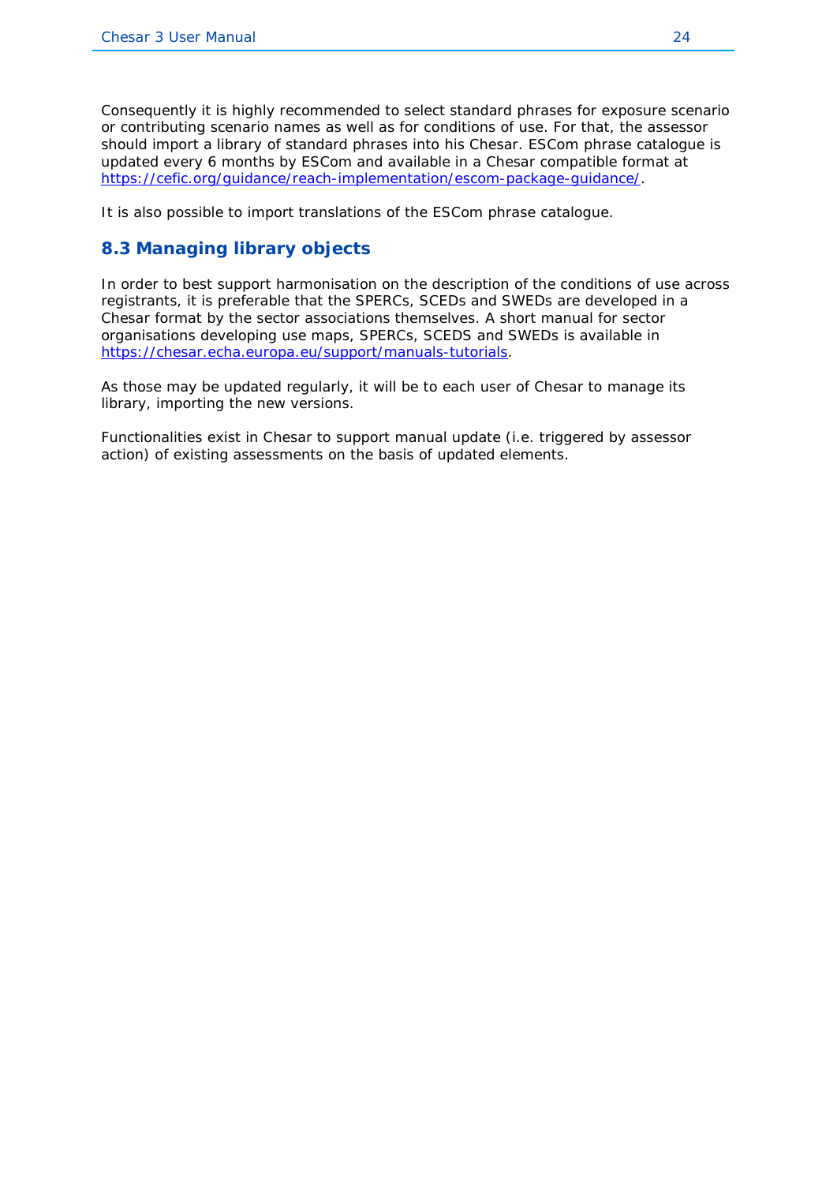Consequently it is highly recommended to select standard phrases for exposure scenario or contributing scenario names as well as for conditions of use. For that, the assessor should import a library of standard phrases into his Chesar. ESCom phrase catalogue is updated every 6 months by ESCom and available in a Chesar compatible format at https://cefic.org/guidance/reach-implementation/escom-package-guidance/.

It is also possible to import translations of the ESCom phrase catalogue.

## 8.3 Managing library objects

In order to best support harmonisation on the description of the conditions of use across registrants, it is preferable that the SPERCs, SCEDs and SWEDs are developed in a Chesar format by the sector associations themselves. A short manual for sector organisations developing use maps, SPERCs, SCEDS and SWEDs is available in https://chesar.echa.europa.eu/support/manuals-tutorials.

As those may be updated regularly, it will be to each user of Chesar to manage its library, importing the new versions.

Functionalities exist in Chesar to support manual update (i.e. triggered by assessor action) of existing assessments on the basis of updated elements.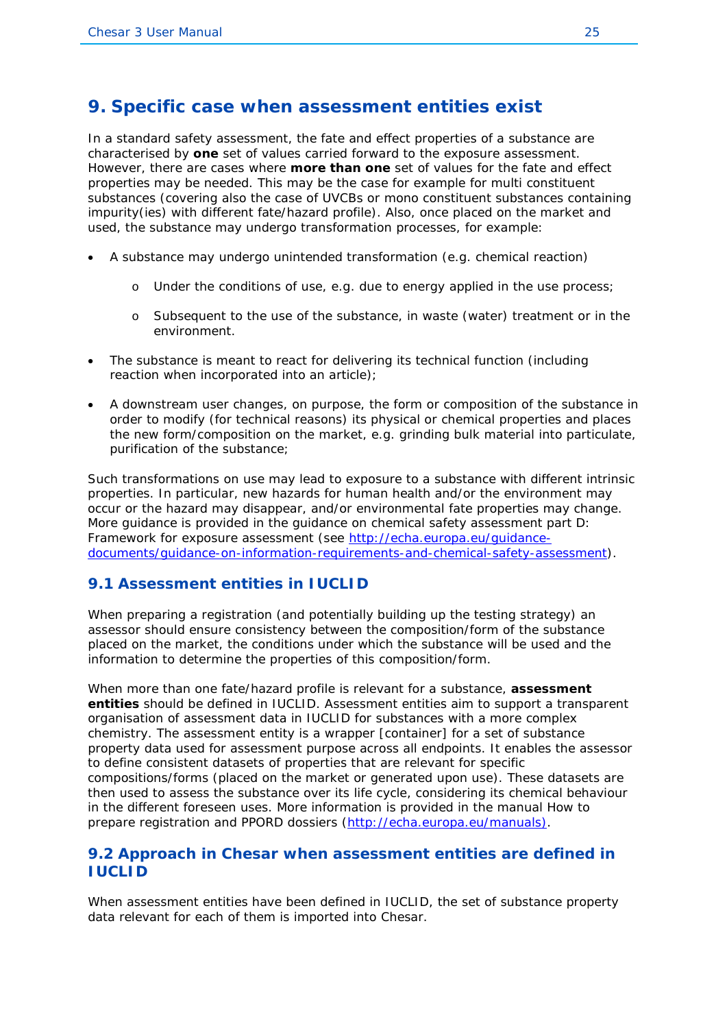# 9. Specific case when assessment entities exist

In a standard safety assessment, the fate and effect properties of a substance are characterised by **one** set of values carried forward to the exposure assessment. However, there are cases where **more than one** set of values for the fate and effect properties may be needed. This may be the case for example for multi constituent substances (covering also the case of UVCBs or mono constituent substances containing impurity(ies) with different fate/hazard profile). Also, once placed on the market and used, the substance may undergo transformation processes, for example:

- A substance may undergo unintended transformation (e.g. chemical reaction)
    - Under the conditions of use, e.g. due to energy applied in the use process;
    - Subsequent to the use of the substance, in waste (water) treatment or in the environment.
- The substance is meant to react for delivering its technical function (including reaction when incorporated into an article);
- A downstream user changes, on purpose, the form or composition of the substance in order to modify (for technical reasons) its physical or chemical properties and places the new form/composition on the market, e.g. grinding bulk material into particulate, purification of the substance;

Such transformations on use may lead to exposure to a substance with different intrinsic properties. In particular, new hazards for human health and/or the environment may occur or the hazard may disappear, and/or environmental fate properties may change. More guidance is provided in the guidance on chemical safety assessment part D: Framework for exposure assessment (see http://echa.europa.eu/guidance-documents/guidance-on-information-requirements-and-chemical-safety-assessment).

## 9.1 Assessment entities in IUCLID

When preparing a registration (and potentially building up the testing strategy) an assessor should ensure consistency between the composition/form of the substance placed on the market, the conditions under which the substance will be used and the information to determine the properties of this composition/form.

When more than one fate/hazard profile is relevant for a substance, **assessment entities** should be defined in IUCLID. Assessment entities aim to support a transparent organisation of assessment data in IUCLID for substances with a more complex chemistry. The assessment entity is a wrapper [container] for a set of substance property data used for assessment purpose across all endpoints. It enables the assessor to define consistent datasets of properties that are relevant for specific compositions/forms (placed on the market or generated upon use). These datasets are then used to assess the substance over its life cycle, considering its chemical behaviour in the different foreseen uses. More information is provided in the manual How to prepare registration and PPORD dossiers (http://echa.europa.eu/manuals).

## 9.2 Approach in Chesar when assessment entities are defined in IUCLID

When assessment entities have been defined in IUCLID, the set of substance property data relevant for each of them is imported into Chesar.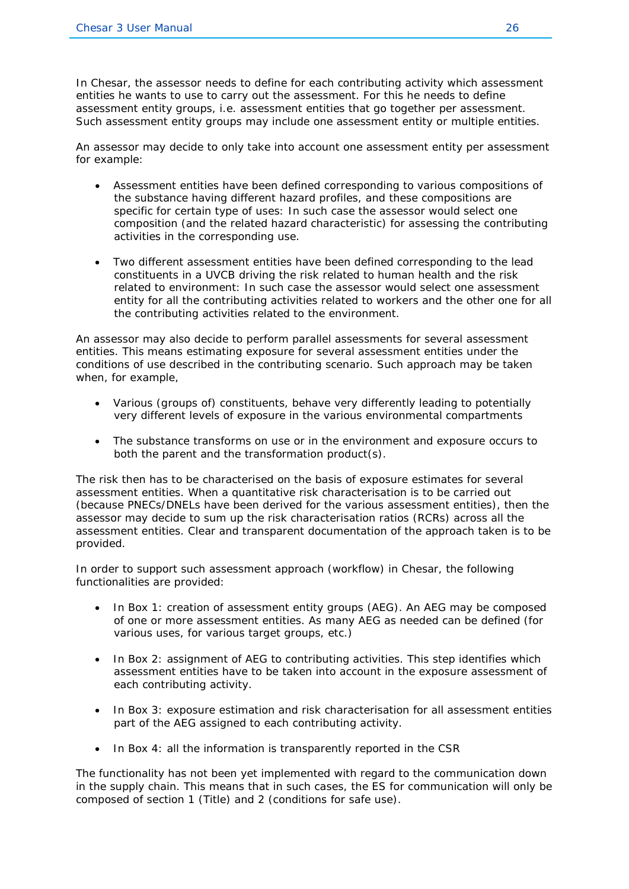In Chesar, the assessor needs to define for each contributing activity which assessment entities he wants to use to carry out the assessment. For this he needs to define assessment entity groups, i.e. assessment entities that go together per assessment. Such assessment entity groups may include one assessment entity or multiple entities.

An assessor may decide to only take into account one assessment entity per assessment for example:

- Assessment entities have been defined corresponding to various compositions of the substance having different hazard profiles, and these compositions are specific for certain type of uses: In such case the assessor would select one composition (and the related hazard characteristic) for assessing the contributing activities in the corresponding use.

- Two different assessment entities have been defined corresponding to the lead constituents in a UVCB driving the risk related to human health and the risk related to environment: In such case the assessor would select one assessment entity for all the contributing activities related to workers and the other one for all the contributing activities related to the environment.

An assessor may also decide to perform parallel assessments for several assessment entities. This means estimating exposure for several assessment entities under the conditions of use described in the contributing scenario. Such approach may be taken when, for example,

- Various (groups of) constituents, behave very differently leading to potentially very different levels of exposure in the various environmental compartments

- The substance transforms on use or in the environment and exposure occurs to both the parent and the transformation product(s).

The risk then has to be characterised on the basis of exposure estimates for several assessment entities. When a quantitative risk characterisation is to be carried out (because PNECs/DNELs have been derived for the various assessment entities), then the assessor may decide to sum up the risk characterisation ratios (RCRs) across all the assessment entities. Clear and transparent documentation of the approach taken is to be provided.

In order to support such assessment approach (workflow) in Chesar, the following functionalities are provided:

- In Box 1: creation of assessment entity groups (AEG). An AEG may be composed of one or more assessment entities. As many AEG as needed can be defined (for various uses, for various target groups, etc.)

- In Box 2: assignment of AEG to contributing activities. This step identifies which assessment entities have to be taken into account in the exposure assessment of each contributing activity.

- In Box 3: exposure estimation and risk characterisation for all assessment entities part of the AEG assigned to each contributing activity.

- In Box 4: all the information is transparently reported in the CSR

The functionality has not been yet implemented with regard to the communication down in the supply chain. This means that in such cases, the ES for communication will only be composed of section 1 (Title) and 2 (conditions for safe use).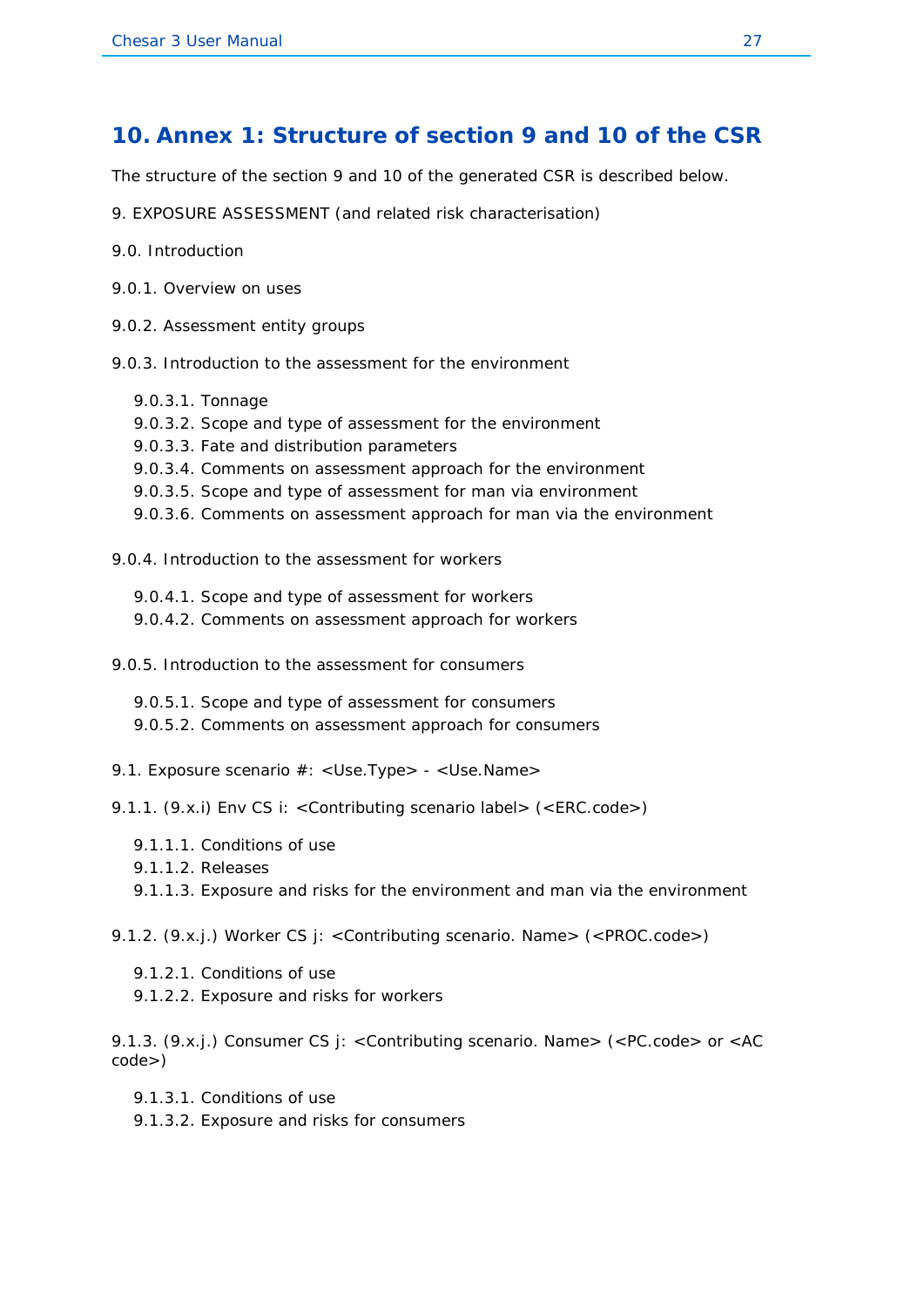# 10. Annex 1: Structure of section 9 and 10 of the CSR

The structure of the section 9 and 10 of the generated CSR is described below.

9. EXPOSURE ASSESSMENT (and related risk characterisation)

9.0. Introduction

9.0.1. Overview on uses

9.0.2. Assessment entity groups

9.0.3. Introduction to the assessment for the environment

- 9.0.3.1. Tonnage
- 9.0.3.2. Scope and type of assessment for the environment
- 9.0.3.3. Fate and distribution parameters
- 9.0.3.4. Comments on assessment approach for the environment
- 9.0.3.5. Scope and type of assessment for man via environment
- 9.0.3.6. Comments on assessment approach for man via the environment

9.0.4. Introduction to the assessment for workers

- 9.0.4.1. Scope and type of assessment for workers
- 9.0.4.2. Comments on assessment approach for workers

9.0.5. Introduction to the assessment for consumers

- 9.0.5.1. Scope and type of assessment for consumers
- 9.0.5.2. Comments on assessment approach for consumers

9.1. Exposure scenario #: <Use.Type> - <Use.Name>

9.1.1. (9.x.i) Env CS i: <Contributing scenario label> (<ERC.code>)

- 9.1.1.1. Conditions of use
- 9.1.1.2. Releases
- 9.1.1.3. Exposure and risks for the environment and man via the environment

9.1.2. (9.x.j.) Worker CS j: <Contributing scenario. Name> (<PROC.code>)

- 9.1.2.1. Conditions of use
- 9.1.2.2. Exposure and risks for workers

9.1.3. (9.x.j.) Consumer CS j: <Contributing scenario. Name> (<PC.code> or <AC code>)

- 9.1.3.1. Conditions of use
- 9.1.3.2. Exposure and risks for consumers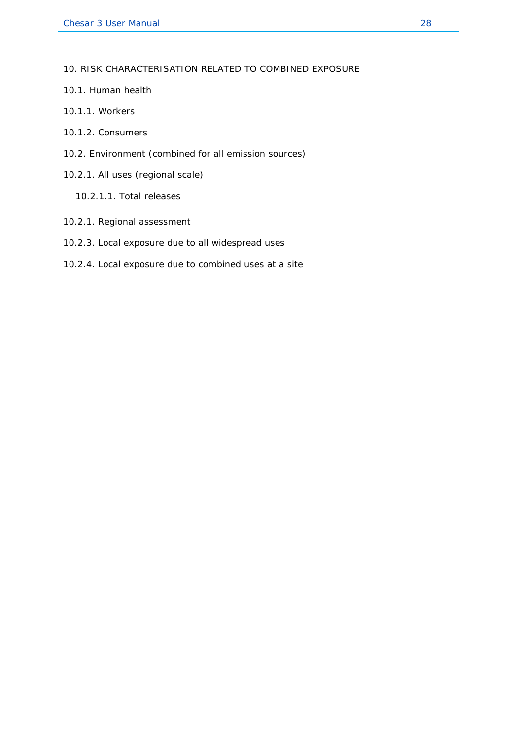10. RISK CHARACTERISATION RELATED TO COMBINED EXPOSURE

10.1. Human health

10.1.1. Workers

10.1.2. Consumers

10.2. Environment (combined for all emission sources)

10.2.1. All uses (regional scale)

10.2.1.1. Total releases

10.2.1. Regional assessment

10.2.3. Local exposure due to all widespread uses

10.2.4. Local exposure due to combined uses at a site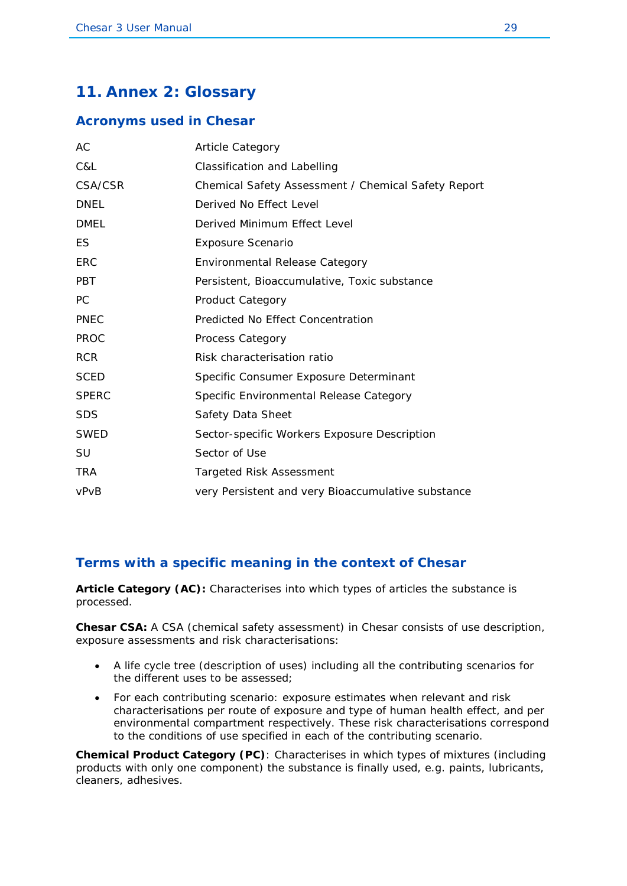# 11. Annex 2: Glossary

## Acronyms used in Chesar

| | |
|---|---|
| AC | Article Category |
| C&L | Classification and Labelling |
| CSA/CSR | Chemical Safety Assessment / Chemical Safety Report |
| DNEL | Derived No Effect Level |
| DMEL | Derived Minimum Effect Level |
| ES | Exposure Scenario |
| ERC | Environmental Release Category |
| PBT | Persistent, Bioaccumulative, Toxic substance |
| PC | Product Category |
| PNEC | Predicted No Effect Concentration |
| PROC | Process Category |
| RCR | Risk characterisation ratio |
| SCED | Specific Consumer Exposure Determinant |
| SPERC | Specific Environmental Release Category |
| SDS | Safety Data Sheet |
| SWED | Sector-specific Workers Exposure Description |
| SU | Sector of Use |
| TRA | Targeted Risk Assessment |
| vPvB | very Persistent and very Bioaccumulative substance |

## Terms with a specific meaning in the context of Chesar

**Article Category (AC):** Characterises into which types of articles the substance is processed.

**Chesar CSA:** A CSA (chemical safety assessment) in Chesar consists of use description, exposure assessments and risk characterisations:

- A life cycle tree (description of uses) including all the contributing scenarios for the different uses to be assessed;
- For each contributing scenario: exposure estimates when relevant and risk characterisations per route of exposure and type of human health effect, and per environmental compartment respectively. These risk characterisations correspond to the conditions of use specified in each of the contributing scenario.

**Chemical Product Category (PC)**: Characterises in which types of mixtures (including products with only one component) the substance is finally used, e.g. paints, lubricants, cleaners, adhesives.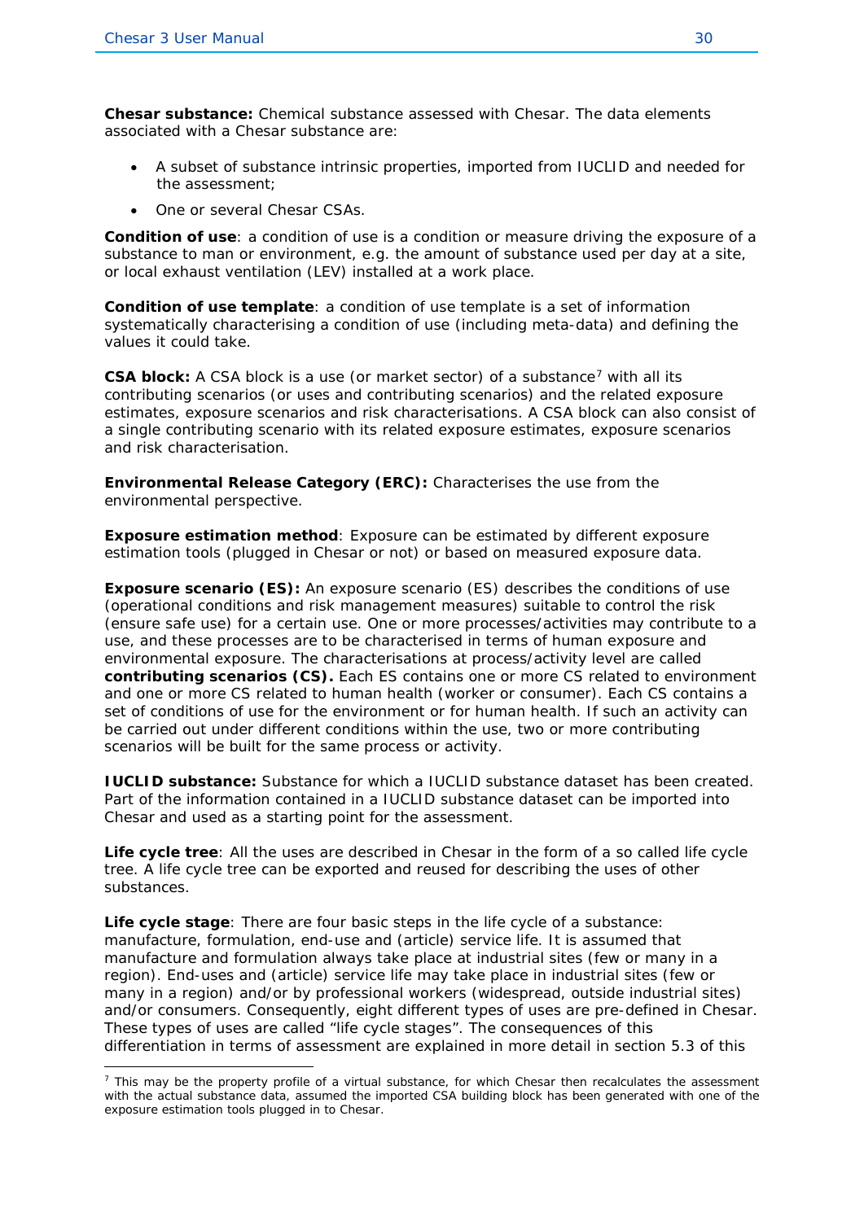**Chesar substance:** Chemical substance assessed with Chesar. The data elements associated with a Chesar substance are:

- A subset of substance intrinsic properties, imported from IUCLID and needed for the assessment;
- One or several Chesar CSAs.

**Condition of use**: a condition of use is a condition or measure driving the exposure of a substance to man or environment, e.g. the amount of substance used per day at a site, or local exhaust ventilation (LEV) installed at a work place.

**Condition of use template**: a condition of use template is a set of information systematically characterising a condition of use (including meta-data) and defining the values it could take.

**CSA block:** A CSA block is a use (or market sector) of a substance[7] with all its contributing scenarios (or uses and contributing scenarios) and the related exposure estimates, exposure scenarios and risk characterisations. A CSA block can also consist of a single contributing scenario with its related exposure estimates, exposure scenarios and risk characterisation.

**Environmental Release Category (ERC):** Characterises the use from the environmental perspective.

**Exposure estimation method**: Exposure can be estimated by different exposure estimation tools (plugged in Chesar or not) or based on measured exposure data.

**Exposure scenario (ES):** An exposure scenario (ES) describes the conditions of use (operational conditions and risk management measures) suitable to control the risk (ensure safe use) for a certain use. One or more processes/activities may contribute to a use, and these processes are to be characterised in terms of human exposure and environmental exposure. The characterisations at process/activity level are called **contributing scenarios (CS).** Each ES contains one or more CS related to environment and one or more CS related to human health (worker or consumer). Each CS contains a set of conditions of use for the environment or for human health. If such an activity can be carried out under different conditions within the use, two or more contributing scenarios will be built for the same process or activity.

**IUCLID substance:** Substance for which a IUCLID substance dataset has been created. Part of the information contained in a IUCLID substance dataset can be imported into Chesar and used as a starting point for the assessment.

**Life cycle tree**: All the uses are described in Chesar in the form of a so called life cycle tree. A life cycle tree can be exported and reused for describing the uses of other substances.

**Life cycle stage**: There are four basic steps in the life cycle of a substance: manufacture, formulation, end-use and (article) service life. It is assumed that manufacture and formulation always take place at industrial sites (few or many in a region). End-uses and (article) service life may take place in industrial sites (few or many in a region) and/or by professional workers (widespread, outside industrial sites) and/or consumers. Consequently, eight different types of uses are pre-defined in Chesar. These types of uses are called “life cycle stages”. The consequences of this differentiation in terms of assessment are explained in more detail in section 5.3 of this

[7] This may be the property profile of a virtual substance, for which Chesar then recalculates the assessment with the actual substance data, assumed the imported CSA building block has been generated with one of the exposure estimation tools plugged in to Chesar.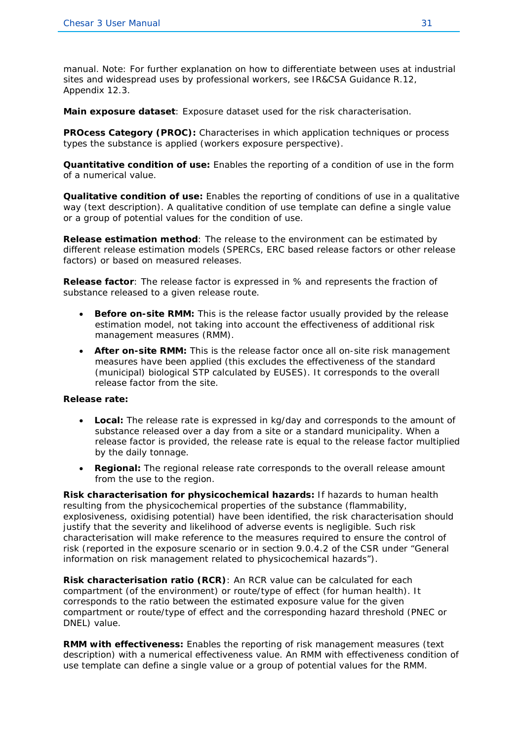manual. Note: For further explanation on how to differentiate between uses at industrial sites and widespread uses by professional workers, see IR&CSA Guidance R.12, Appendix 12.3.

**Main exposure dataset**: Exposure dataset used for the risk characterisation.

**PROcess Category (PROC):** Characterises in which application techniques or process types the substance is applied (workers exposure perspective).

**Quantitative condition of use:** Enables the reporting of a condition of use in the form of a numerical value.

**Qualitative condition of use:** Enables the reporting of conditions of use in a qualitative way (text description). A qualitative condition of use template can define a single value or a group of potential values for the condition of use.

**Release estimation method**: The release to the environment can be estimated by different release estimation models (SPERCs, ERC based release factors or other release factors) or based on measured releases.

**Release factor**: The release factor is expressed in % and represents the fraction of substance released to a given release route.

- **Before on-site RMM:** This is the release factor usually provided by the release estimation model, not taking into account the effectiveness of additional risk management measures (RMM).
- **After on-site RMM:** This is the release factor once all on-site risk management measures have been applied (this excludes the effectiveness of the standard (municipal) biological STP calculated by EUSES). It corresponds to the overall release factor from the site.

**Release rate:**

- **Local:** The release rate is expressed in kg/day and corresponds to the amount of substance released over a day from a site or a standard municipality. When a release factor is provided, the release rate is equal to the release factor multiplied by the daily tonnage.
- **Regional:** The regional release rate corresponds to the overall release amount from the use to the region.

**Risk characterisation for physicochemical hazards:** If hazards to human health resulting from the physicochemical properties of the substance (flammability, explosiveness, oxidising potential) have been identified, the risk characterisation should justify that the severity and likelihood of adverse events is negligible. Such risk characterisation will make reference to the measures required to ensure the control of risk (reported in the exposure scenario or in section 9.0.4.2 of the CSR under "General information on risk management related to physicochemical hazards").

**Risk characterisation ratio (RCR)**: An RCR value can be calculated for each compartment (of the environment) or route/type of effect (for human health). It corresponds to the ratio between the estimated exposure value for the given compartment or route/type of effect and the corresponding hazard threshold (PNEC or DNEL) value.

**RMM with effectiveness:** Enables the reporting of risk management measures (text description) with a numerical effectiveness value. An RMM with effectiveness condition of use template can define a single value or a group of potential values for the RMM.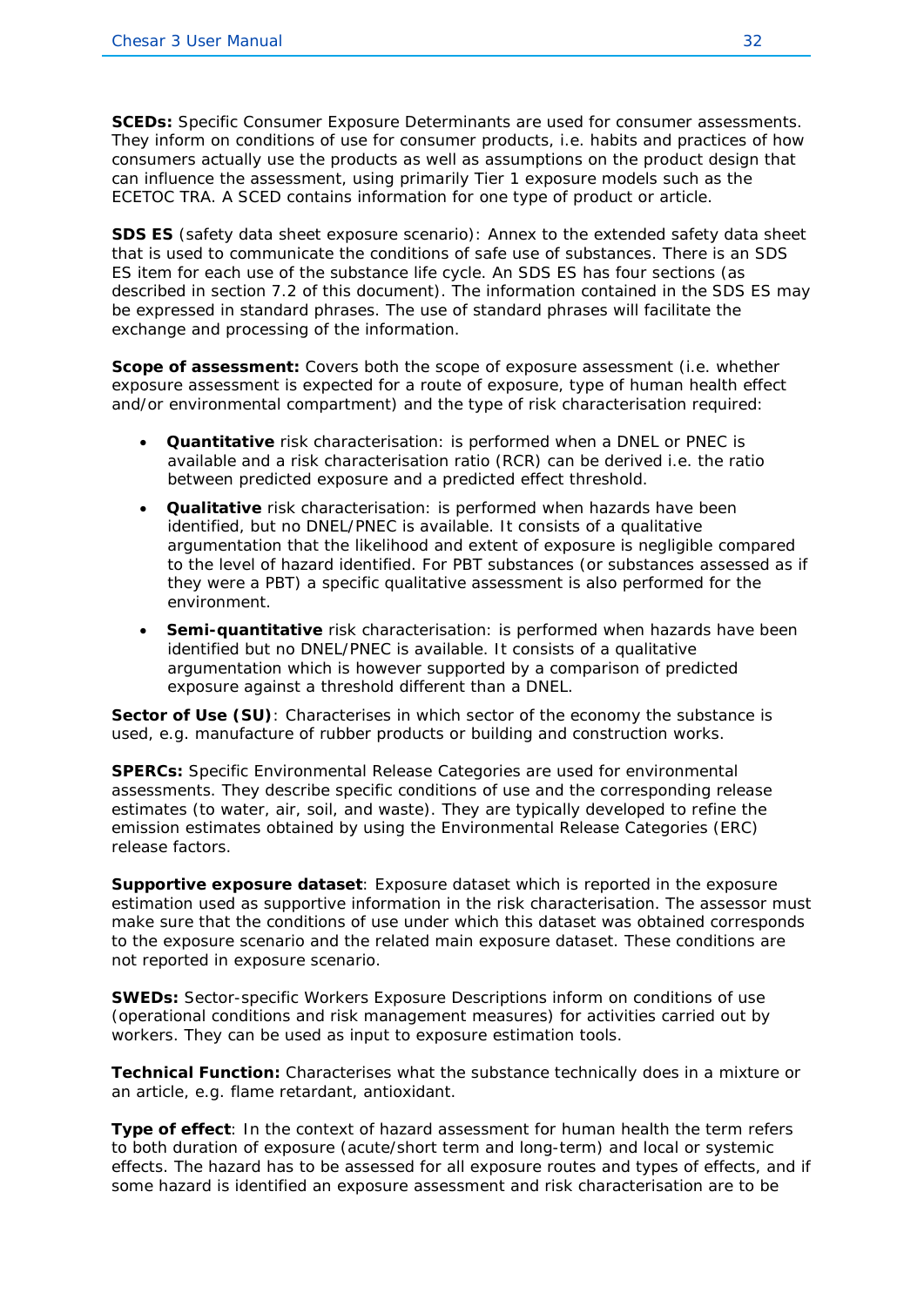**SCEDs:** Specific Consumer Exposure Determinants are used for consumer assessments. They inform on conditions of use for consumer products, i.e. habits and practices of how consumers actually use the products as well as assumptions on the product design that can influence the assessment, using primarily Tier 1 exposure models such as the ECETOC TRA. A SCED contains information for one type of product or article.

**SDS ES** (safety data sheet exposure scenario): Annex to the extended safety data sheet that is used to communicate the conditions of safe use of substances. There is an SDS ES item for each use of the substance life cycle. An SDS ES has four sections (as described in section 7.2 of this document). The information contained in the SDS ES may be expressed in standard phrases. The use of standard phrases will facilitate the exchange and processing of the information.

**Scope of assessment:** Covers both the scope of exposure assessment (i.e. whether exposure assessment is expected for a route of exposure, type of human health effect and/or environmental compartment) and the type of risk characterisation required:

- **Quantitative** risk characterisation: is performed when a DNEL or PNEC is available and a risk characterisation ratio (RCR) can be derived i.e. the ratio between predicted exposure and a predicted effect threshold.
- **Qualitative** risk characterisation: is performed when hazards have been identified, but no DNEL/PNEC is available. It consists of a qualitative argumentation that the likelihood and extent of exposure is negligible compared to the level of hazard identified. For PBT substances (or substances assessed as if they were a PBT) a specific qualitative assessment is also performed for the environment.
- **Semi-quantitative** risk characterisation: is performed when hazards have been identified but no DNEL/PNEC is available. It consists of a qualitative argumentation which is however supported by a comparison of predicted exposure against a threshold different than a DNEL.

**Sector of Use (SU)**: Characterises in which sector of the economy the substance is used, e.g. manufacture of rubber products or building and construction works.

**SPERCs:** Specific Environmental Release Categories are used for environmental assessments. They describe specific conditions of use and the corresponding release estimates (to water, air, soil, and waste). They are typically developed to refine the emission estimates obtained by using the Environmental Release Categories (ERC) release factors.

**Supportive exposure dataset**: Exposure dataset which is reported in the exposure estimation used as supportive information in the risk characterisation. The assessor must make sure that the conditions of use under which this dataset was obtained corresponds to the exposure scenario and the related main exposure dataset. These conditions are not reported in exposure scenario.

**SWEDs:** Sector-specific Workers Exposure Descriptions inform on conditions of use (operational conditions and risk management measures) for activities carried out by workers. They can be used as input to exposure estimation tools.

**Technical Function:** Characterises what the substance technically does in a mixture or an article, e.g. flame retardant, antioxidant.

**Type of effect**: In the context of hazard assessment for human health the term refers to both duration of exposure (acute/short term and long-term) and local or systemic effects. The hazard has to be assessed for all exposure routes and types of effects, and if some hazard is identified an exposure assessment and risk characterisation are to be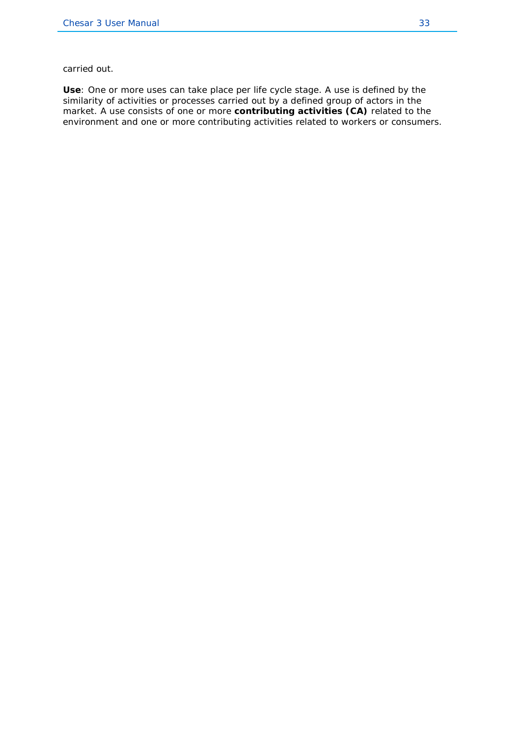carried out.

**Use**: One or more uses can take place per life cycle stage. A use is defined by the similarity of activities or processes carried out by a defined group of actors in the market. A use consists of one or more **contributing activities (CA)** related to the environment and one or more contributing activities related to workers or consumers.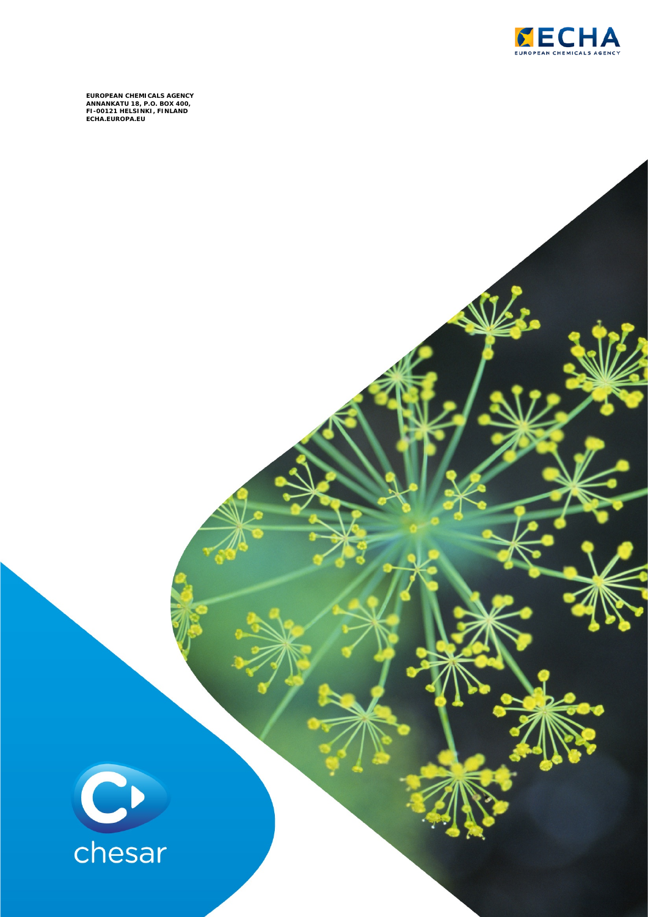EUROPEAN CHEMICALS AGENCY
ANNANKATU 18, P.O. BOX 400,
FI-00121 HELSINKI, FINLAND
ECHA.EUROPA.EU